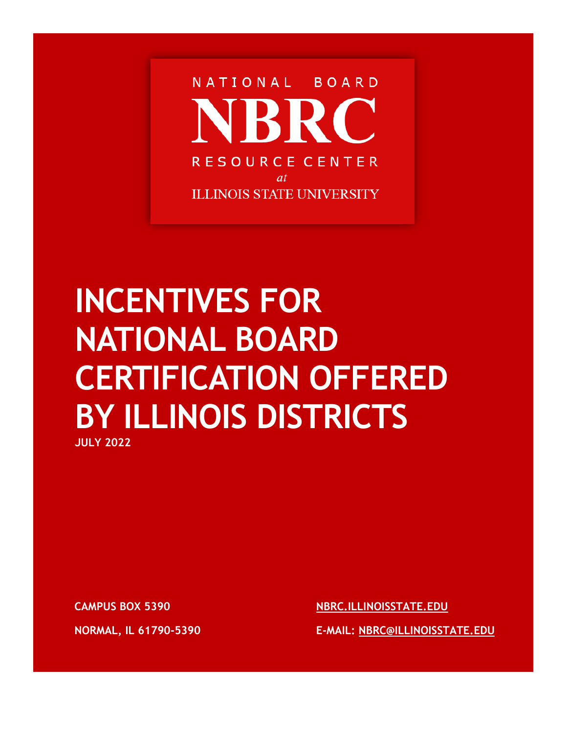NATIONAL BOARD

NBRC

RESOURCE CENTER

*at*

ILLINOIS STATE UNIVERSITY

# INCENTIVES FOR NATIONAL BOARD CERTIFICATION OFFERED BY ILLINOIS DISTRICTS

**JULY 2022**

**CAMPUS BOX 5390**

**NORMAL, IL 61790-5390**

**NBRC.ILLINOISSTATE.EDU**

**E-MAIL: NBRC@ILLINOISSTATE.EDU**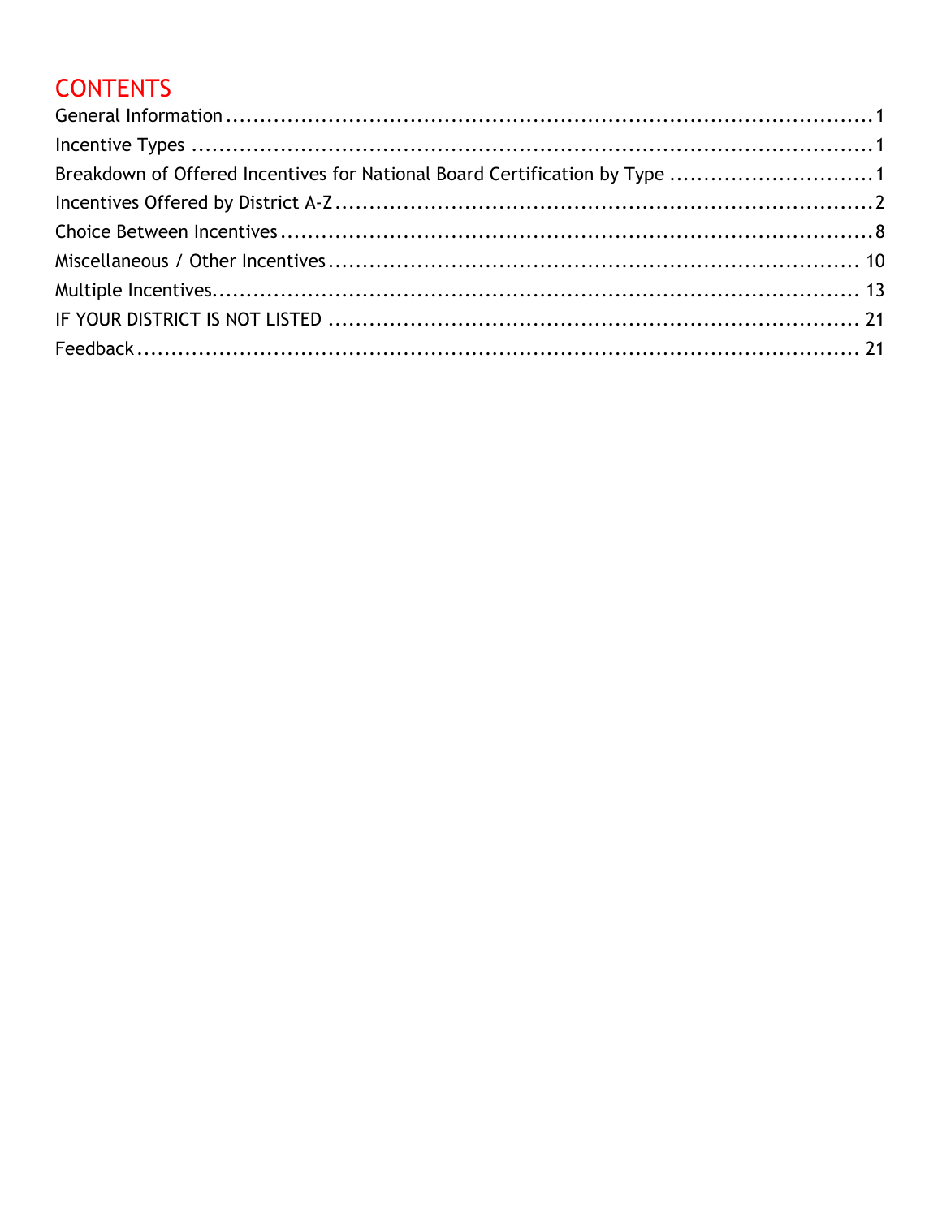# CONTENTS

General Information ........................................................................................................1

Incentive Types ..............................................................................................................1

Breakdown of Offered Incentives for National Board Certification by Type ..............................1

Incentives Offered by District A-Z ......................................................................................2

Choice Between Incentives ...............................................................................................8

Miscellaneous / Other Incentives ....................................................................................... 10

Multiple Incentives.......................................................................................................... 13

IF YOUR DISTRICT IS NOT LISTED ..................................................................................... 21

Feedback ........................................................................................................................ 21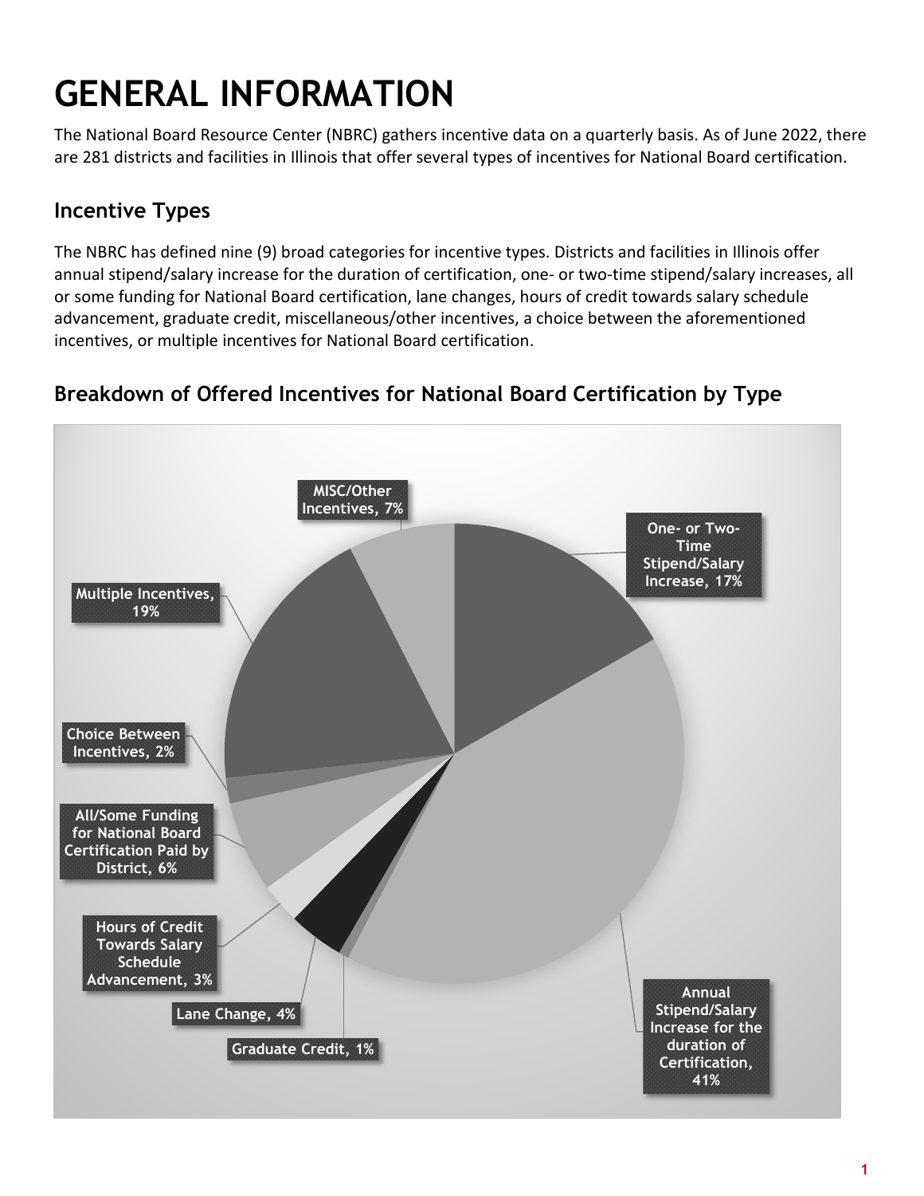# GENERAL INFORMATION

The National Board Resource Center (NBRC) gathers incentive data on a quarterly basis. As of June 2022, there are 281 districts and facilities in Illinois that offer several types of incentives for National Board certification.

## Incentive Types

The NBRC has defined nine (9) broad categories for incentive types. Districts and facilities in Illinois offer annual stipend/salary increase for the duration of certification, one- or two-time stipend/salary increases, all or some funding for National Board certification, lane changes, hours of credit towards salary schedule advancement, graduate credit, miscellaneous/other incentives, a choice between the aforementioned incentives, or multiple incentives for National Board certification.

## Breakdown of Offered Incentives for National Board Certification by Type

| Incentive Type | Percentage |
| --- | --- |
| One- or Two-Time Stipend/Salary Increase | 17% |
| Annual Stipend/Salary Increase for the duration of Certification | 41% |
| Graduate Credit | 1% |
| Lane Change | 4% |
| Hours of Credit Towards Salary Schedule Advancement | 3% |
| All/Some Funding for National Board Certification Paid by District | 6% |
| Choice Between Incentives | 2% |
| Multiple Incentives | 19% |
| MISC/Other Incentives | 7% |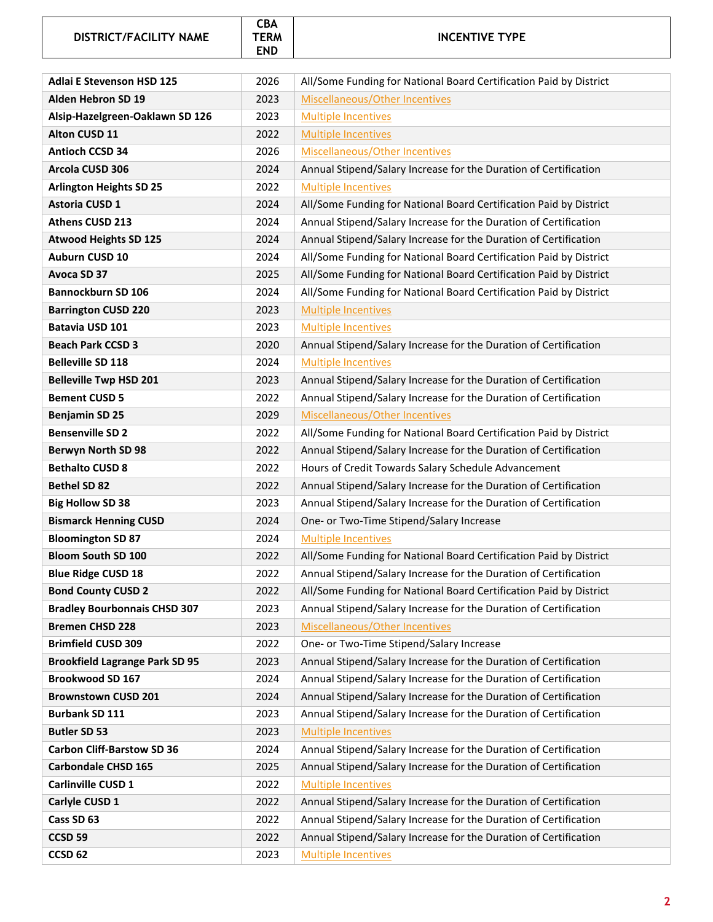| DISTRICT/FACILITY NAME | CBA TERM END | INCENTIVE TYPE |
| --- | --- | --- |
| Adlai E Stevenson HSD 125 | 2026 | All/Some Funding for National Board Certification Paid by District |
| Alden Hebron SD 19 | 2023 | Miscellaneous/Other Incentives |
| Alsip-Hazelgreen-Oaklawn SD 126 | 2023 | Multiple Incentives |
| Alton CUSD 11 | 2022 | Multiple Incentives |
| Antioch CCSD 34 | 2026 | Miscellaneous/Other Incentives |
| Arcola CUSD 306 | 2024 | Annual Stipend/Salary Increase for the Duration of Certification |
| Arlington Heights SD 25 | 2022 | Multiple Incentives |
| Astoria CUSD 1 | 2024 | All/Some Funding for National Board Certification Paid by District |
| Athens CUSD 213 | 2024 | Annual Stipend/Salary Increase for the Duration of Certification |
| Atwood Heights SD 125 | 2024 | Annual Stipend/Salary Increase for the Duration of Certification |
| Auburn CUSD 10 | 2024 | All/Some Funding for National Board Certification Paid by District |
| Avoca SD 37 | 2025 | All/Some Funding for National Board Certification Paid by District |
| Bannockburn SD 106 | 2024 | All/Some Funding for National Board Certification Paid by District |
| Barrington CUSD 220 | 2023 | Multiple Incentives |
| Batavia USD 101 | 2023 | Multiple Incentives |
| Beach Park CCSD 3 | 2020 | Annual Stipend/Salary Increase for the Duration of Certification |
| Belleville SD 118 | 2024 | Multiple Incentives |
| Belleville Twp HSD 201 | 2023 | Annual Stipend/Salary Increase for the Duration of Certification |
| Bement CUSD 5 | 2022 | Annual Stipend/Salary Increase for the Duration of Certification |
| Benjamin SD 25 | 2029 | Miscellaneous/Other Incentives |
| Bensenville SD 2 | 2022 | All/Some Funding for National Board Certification Paid by District |
| Berwyn North SD 98 | 2022 | Annual Stipend/Salary Increase for the Duration of Certification |
| Bethalto CUSD 8 | 2022 | Hours of Credit Towards Salary Schedule Advancement |
| Bethel SD 82 | 2022 | Annual Stipend/Salary Increase for the Duration of Certification |
| Big Hollow SD 38 | 2023 | Annual Stipend/Salary Increase for the Duration of Certification |
| Bismarck Henning CUSD | 2024 | One- or Two-Time Stipend/Salary Increase |
| Bloomington SD 87 | 2024 | Multiple Incentives |
| Bloom South SD 100 | 2022 | All/Some Funding for National Board Certification Paid by District |
| Blue Ridge CUSD 18 | 2022 | Annual Stipend/Salary Increase for the Duration of Certification |
| Bond County CUSD 2 | 2022 | All/Some Funding for National Board Certification Paid by District |
| Bradley Bourbonnais CHSD 307 | 2023 | Annual Stipend/Salary Increase for the Duration of Certification |
| Bremen CHSD 228 | 2023 | Miscellaneous/Other Incentives |
| Brimfield CUSD 309 | 2022 | One- or Two-Time Stipend/Salary Increase |
| Brookfield Lagrange Park SD 95 | 2023 | Annual Stipend/Salary Increase for the Duration of Certification |
| Brookwood SD 167 | 2024 | Annual Stipend/Salary Increase for the Duration of Certification |
| Brownstown CUSD 201 | 2024 | Annual Stipend/Salary Increase for the Duration of Certification |
| Burbank SD 111 | 2023 | Annual Stipend/Salary Increase for the Duration of Certification |
| Butler SD 53 | 2023 | Multiple Incentives |
| Carbon Cliff-Barstow SD 36 | 2024 | Annual Stipend/Salary Increase for the Duration of Certification |
| Carbondale CHSD 165 | 2025 | Annual Stipend/Salary Increase for the Duration of Certification |
| Carlinville CUSD 1 | 2022 | Multiple Incentives |
| Carlyle CUSD 1 | 2022 | Annual Stipend/Salary Increase for the Duration of Certification |
| Cass SD 63 | 2022 | Annual Stipend/Salary Increase for the Duration of Certification |
| CCSD 59 | 2022 | Annual Stipend/Salary Increase for the Duration of Certification |
| CCSD 62 | 2023 | Multiple Incentives |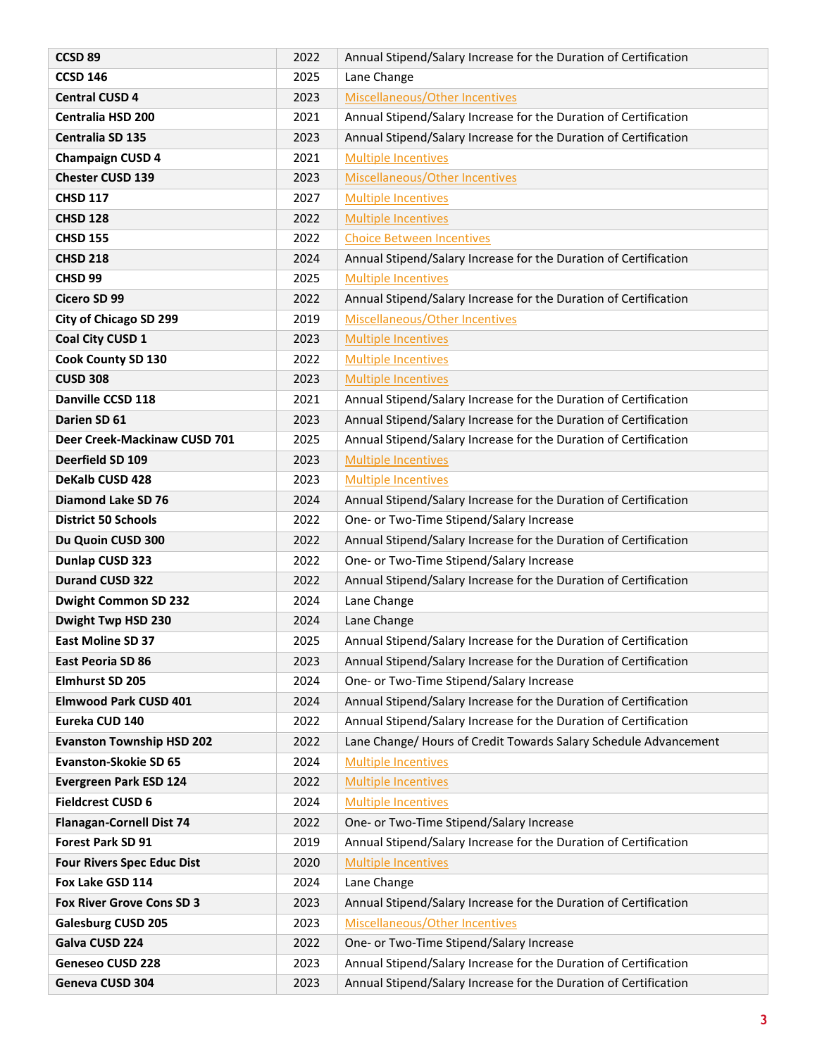| | | |
|---|---|---|
| **CCSD 89** | 2022 | Annual Stipend/Salary Increase for the Duration of Certification |
| **CCSD 146** | 2025 | Lane Change |
| **Central CUSD 4** | 2023 | Miscellaneous/Other Incentives |
| **Centralia HSD 200** | 2021 | Annual Stipend/Salary Increase for the Duration of Certification |
| **Centralia SD 135** | 2023 | Annual Stipend/Salary Increase for the Duration of Certification |
| **Champaign CUSD 4** | 2021 | Multiple Incentives |
| **Chester CUSD 139** | 2023 | Miscellaneous/Other Incentives |
| **CHSD 117** | 2027 | Multiple Incentives |
| **CHSD 128** | 2022 | Multiple Incentives |
| **CHSD 155** | 2022 | Choice Between Incentives |
| **CHSD 218** | 2024 | Annual Stipend/Salary Increase for the Duration of Certification |
| **CHSD 99** | 2025 | Multiple Incentives |
| **Cicero SD 99** | 2022 | Annual Stipend/Salary Increase for the Duration of Certification |
| **City of Chicago SD 299** | 2019 | Miscellaneous/Other Incentives |
| **Coal City CUSD 1** | 2023 | Multiple Incentives |
| **Cook County SD 130** | 2022 | Multiple Incentives |
| **CUSD 308** | 2023 | Multiple Incentives |
| **Danville CCSD 118** | 2021 | Annual Stipend/Salary Increase for the Duration of Certification |
| **Darien SD 61** | 2023 | Annual Stipend/Salary Increase for the Duration of Certification |
| **Deer Creek-Mackinaw CUSD 701** | 2025 | Annual Stipend/Salary Increase for the Duration of Certification |
| **Deerfield SD 109** | 2023 | Multiple Incentives |
| **DeKalb CUSD 428** | 2023 | Multiple Incentives |
| **Diamond Lake SD 76** | 2024 | Annual Stipend/Salary Increase for the Duration of Certification |
| **District 50 Schools** | 2022 | One- or Two-Time Stipend/Salary Increase |
| **Du Quoin CUSD 300** | 2022 | Annual Stipend/Salary Increase for the Duration of Certification |
| **Dunlap CUSD 323** | 2022 | One- or Two-Time Stipend/Salary Increase |
| **Durand CUSD 322** | 2022 | Annual Stipend/Salary Increase for the Duration of Certification |
| **Dwight Common SD 232** | 2024 | Lane Change |
| **Dwight Twp HSD 230** | 2024 | Lane Change |
| **East Moline SD 37** | 2025 | Annual Stipend/Salary Increase for the Duration of Certification |
| **East Peoria SD 86** | 2023 | Annual Stipend/Salary Increase for the Duration of Certification |
| **Elmhurst SD 205** | 2024 | One- or Two-Time Stipend/Salary Increase |
| **Elmwood Park CUSD 401** | 2024 | Annual Stipend/Salary Increase for the Duration of Certification |
| **Eureka CUD 140** | 2022 | Annual Stipend/Salary Increase for the Duration of Certification |
| **Evanston Township HSD 202** | 2022 | Lane Change/ Hours of Credit Towards Salary Schedule Advancement |
| **Evanston-Skokie SD 65** | 2024 | Multiple Incentives |
| **Evergreen Park ESD 124** | 2022 | Multiple Incentives |
| **Fieldcrest CUSD 6** | 2024 | Multiple Incentives |
| **Flanagan-Cornell Dist 74** | 2022 | One- or Two-Time Stipend/Salary Increase |
| **Forest Park SD 91** | 2019 | Annual Stipend/Salary Increase for the Duration of Certification |
| **Four Rivers Spec Educ Dist** | 2020 | Multiple Incentives |
| **Fox Lake GSD 114** | 2024 | Lane Change |
| **Fox River Grove Cons SD 3** | 2023 | Annual Stipend/Salary Increase for the Duration of Certification |
| **Galesburg CUSD 205** | 2023 | Miscellaneous/Other Incentives |
| **Galva CUSD 224** | 2022 | One- or Two-Time Stipend/Salary Increase |
| **Geneseo CUSD 228** | 2023 | Annual Stipend/Salary Increase for the Duration of Certification |
| **Geneva CUSD 304** | 2023 | Annual Stipend/Salary Increase for the Duration of Certification |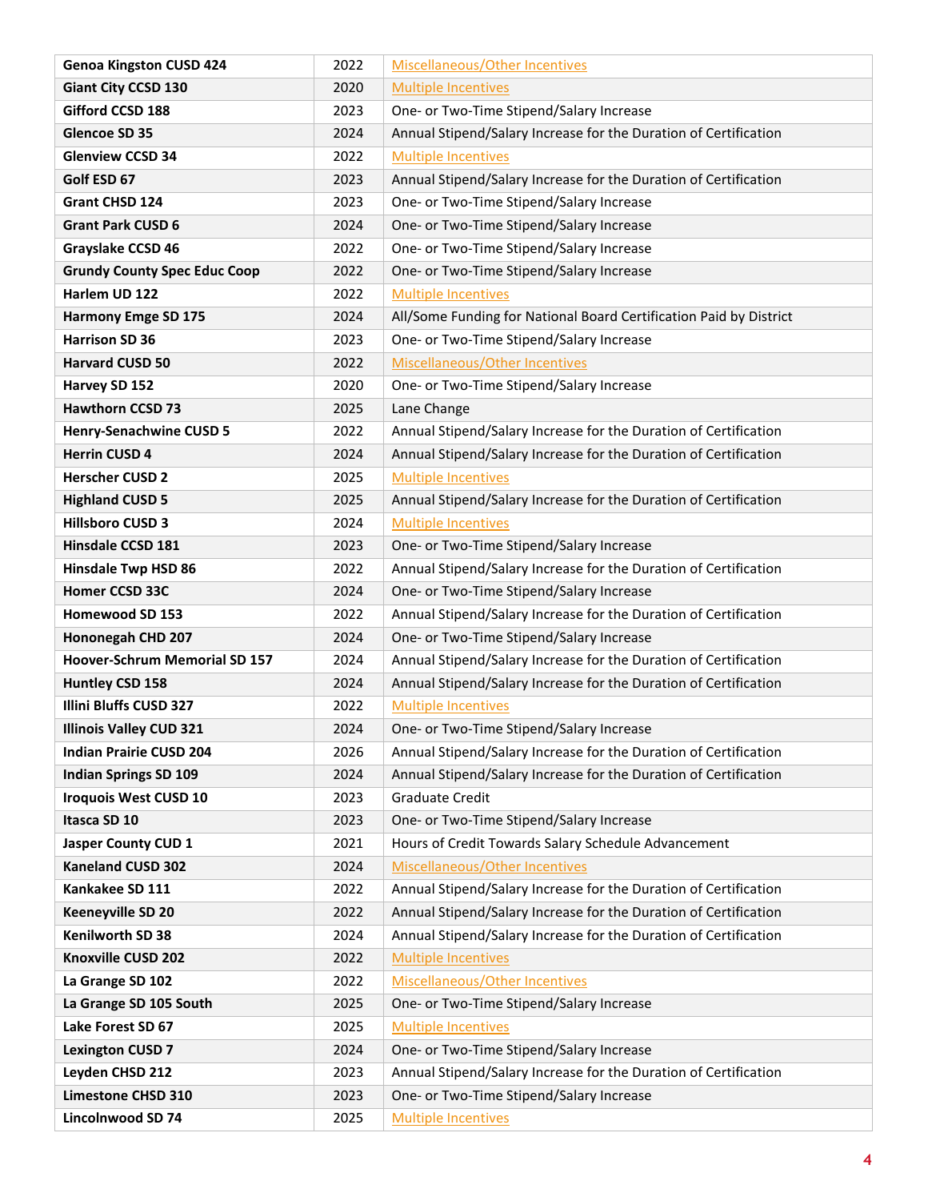| | | |
|---|---|---|
| **Genoa Kingston CUSD 424** | 2022 | Miscellaneous/Other Incentives |
| **Giant City CCSD 130** | 2020 | Multiple Incentives |
| **Gifford CCSD 188** | 2023 | One- or Two-Time Stipend/Salary Increase |
| **Glencoe SD 35** | 2024 | Annual Stipend/Salary Increase for the Duration of Certification |
| **Glenview CCSD 34** | 2022 | Multiple Incentives |
| **Golf ESD 67** | 2023 | Annual Stipend/Salary Increase for the Duration of Certification |
| **Grant CHSD 124** | 2023 | One- or Two-Time Stipend/Salary Increase |
| **Grant Park CUSD 6** | 2024 | One- or Two-Time Stipend/Salary Increase |
| **Grayslake CCSD 46** | 2022 | One- or Two-Time Stipend/Salary Increase |
| **Grundy County Spec Educ Coop** | 2022 | One- or Two-Time Stipend/Salary Increase |
| **Harlem UD 122** | 2022 | Multiple Incentives |
| **Harmony Emge SD 175** | 2024 | All/Some Funding for National Board Certification Paid by District |
| **Harrison SD 36** | 2023 | One- or Two-Time Stipend/Salary Increase |
| **Harvard CUSD 50** | 2022 | Miscellaneous/Other Incentives |
| **Harvey SD 152** | 2020 | One- or Two-Time Stipend/Salary Increase |
| **Hawthorn CCSD 73** | 2025 | Lane Change |
| **Henry-Senachwine CUSD 5** | 2022 | Annual Stipend/Salary Increase for the Duration of Certification |
| **Herrin CUSD 4** | 2024 | Annual Stipend/Salary Increase for the Duration of Certification |
| **Herscher CUSD 2** | 2025 | Multiple Incentives |
| **Highland CUSD 5** | 2025 | Annual Stipend/Salary Increase for the Duration of Certification |
| **Hillsboro CUSD 3** | 2024 | Multiple Incentives |
| **Hinsdale CCSD 181** | 2023 | One- or Two-Time Stipend/Salary Increase |
| **Hinsdale Twp HSD 86** | 2022 | Annual Stipend/Salary Increase for the Duration of Certification |
| **Homer CCSD 33C** | 2024 | One- or Two-Time Stipend/Salary Increase |
| **Homewood SD 153** | 2022 | Annual Stipend/Salary Increase for the Duration of Certification |
| **Hononegah CHD 207** | 2024 | One- or Two-Time Stipend/Salary Increase |
| **Hoover-Schrum Memorial SD 157** | 2024 | Annual Stipend/Salary Increase for the Duration of Certification |
| **Huntley CSD 158** | 2024 | Annual Stipend/Salary Increase for the Duration of Certification |
| **Illini Bluffs CUSD 327** | 2022 | Multiple Incentives |
| **Illinois Valley CUD 321** | 2024 | One- or Two-Time Stipend/Salary Increase |
| **Indian Prairie CUSD 204** | 2026 | Annual Stipend/Salary Increase for the Duration of Certification |
| **Indian Springs SD 109** | 2024 | Annual Stipend/Salary Increase for the Duration of Certification |
| **Iroquois West CUSD 10** | 2023 | Graduate Credit |
| **Itasca SD 10** | 2023 | One- or Two-Time Stipend/Salary Increase |
| **Jasper County CUD 1** | 2021 | Hours of Credit Towards Salary Schedule Advancement |
| **Kaneland CUSD 302** | 2024 | Miscellaneous/Other Incentives |
| **Kankakee SD 111** | 2022 | Annual Stipend/Salary Increase for the Duration of Certification |
| **Keeneyville SD 20** | 2022 | Annual Stipend/Salary Increase for the Duration of Certification |
| **Kenilworth SD 38** | 2024 | Annual Stipend/Salary Increase for the Duration of Certification |
| **Knoxville CUSD 202** | 2022 | Multiple Incentives |
| **La Grange SD 102** | 2022 | Miscellaneous/Other Incentives |
| **La Grange SD 105 South** | 2025 | One- or Two-Time Stipend/Salary Increase |
| **Lake Forest SD 67** | 2025 | Multiple Incentives |
| **Lexington CUSD 7** | 2024 | One- or Two-Time Stipend/Salary Increase |
| **Leyden CHSD 212** | 2023 | Annual Stipend/Salary Increase for the Duration of Certification |
| **Limestone CHSD 310** | 2023 | One- or Two-Time Stipend/Salary Increase |
| **Lincolnwood SD 74** | 2025 | Multiple Incentives |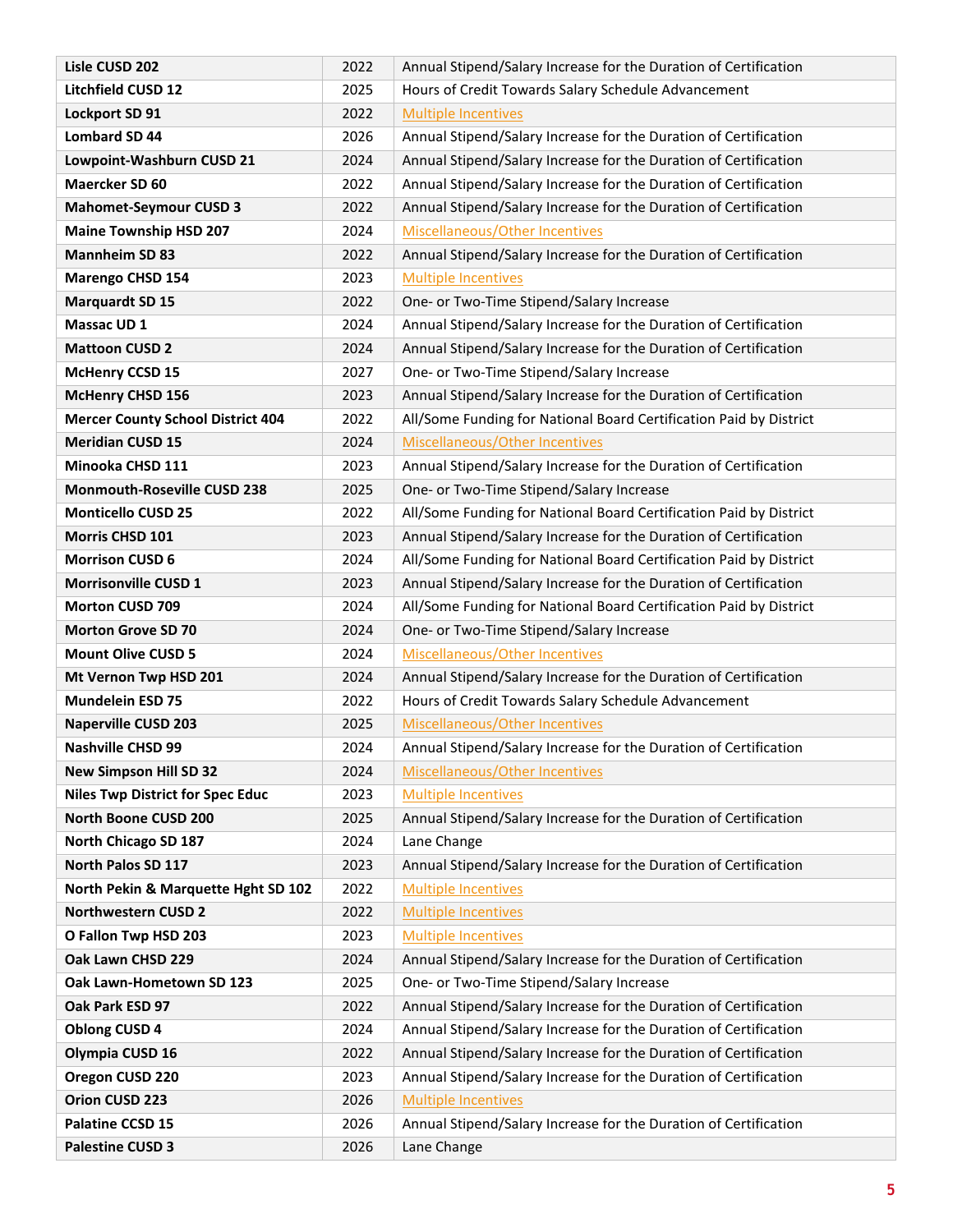| | | |
|---|---|---|
| **Lisle CUSD 202** | 2022 | Annual Stipend/Salary Increase for the Duration of Certification |
| **Litchfield CUSD 12** | 2025 | Hours of Credit Towards Salary Schedule Advancement |
| **Lockport SD 91** | 2022 | Multiple Incentives |
| **Lombard SD 44** | 2026 | Annual Stipend/Salary Increase for the Duration of Certification |
| **Lowpoint-Washburn CUSD 21** | 2024 | Annual Stipend/Salary Increase for the Duration of Certification |
| **Maercker SD 60** | 2022 | Annual Stipend/Salary Increase for the Duration of Certification |
| **Mahomet-Seymour CUSD 3** | 2022 | Annual Stipend/Salary Increase for the Duration of Certification |
| **Maine Township HSD 207** | 2024 | Miscellaneous/Other Incentives |
| **Mannheim SD 83** | 2022 | Annual Stipend/Salary Increase for the Duration of Certification |
| **Marengo CHSD 154** | 2023 | Multiple Incentives |
| **Marquardt SD 15** | 2022 | One- or Two-Time Stipend/Salary Increase |
| **Massac UD 1** | 2024 | Annual Stipend/Salary Increase for the Duration of Certification |
| **Mattoon CUSD 2** | 2024 | Annual Stipend/Salary Increase for the Duration of Certification |
| **McHenry CCSD 15** | 2027 | One- or Two-Time Stipend/Salary Increase |
| **McHenry CHSD 156** | 2023 | Annual Stipend/Salary Increase for the Duration of Certification |
| **Mercer County School District 404** | 2022 | All/Some Funding for National Board Certification Paid by District |
| **Meridian CUSD 15** | 2024 | Miscellaneous/Other Incentives |
| **Minooka CHSD 111** | 2023 | Annual Stipend/Salary Increase for the Duration of Certification |
| **Monmouth-Roseville CUSD 238** | 2025 | One- or Two-Time Stipend/Salary Increase |
| **Monticello CUSD 25** | 2022 | All/Some Funding for National Board Certification Paid by District |
| **Morris CHSD 101** | 2023 | Annual Stipend/Salary Increase for the Duration of Certification |
| **Morrison CUSD 6** | 2024 | All/Some Funding for National Board Certification Paid by District |
| **Morrisonville CUSD 1** | 2023 | Annual Stipend/Salary Increase for the Duration of Certification |
| **Morton CUSD 709** | 2024 | All/Some Funding for National Board Certification Paid by District |
| **Morton Grove SD 70** | 2024 | One- or Two-Time Stipend/Salary Increase |
| **Mount Olive CUSD 5** | 2024 | Miscellaneous/Other Incentives |
| **Mt Vernon Twp HSD 201** | 2024 | Annual Stipend/Salary Increase for the Duration of Certification |
| **Mundelein ESD 75** | 2022 | Hours of Credit Towards Salary Schedule Advancement |
| **Naperville CUSD 203** | 2025 | Miscellaneous/Other Incentives |
| **Nashville CHSD 99** | 2024 | Annual Stipend/Salary Increase for the Duration of Certification |
| **New Simpson Hill SD 32** | 2024 | Miscellaneous/Other Incentives |
| **Niles Twp District for Spec Educ** | 2023 | Multiple Incentives |
| **North Boone CUSD 200** | 2025 | Annual Stipend/Salary Increase for the Duration of Certification |
| **North Chicago SD 187** | 2024 | Lane Change |
| **North Palos SD 117** | 2023 | Annual Stipend/Salary Increase for the Duration of Certification |
| **North Pekin & Marquette Hght SD 102** | 2022 | Multiple Incentives |
| **Northwestern CUSD 2** | 2022 | Multiple Incentives |
| **O Fallon Twp HSD 203** | 2023 | Multiple Incentives |
| **Oak Lawn CHSD 229** | 2024 | Annual Stipend/Salary Increase for the Duration of Certification |
| **Oak Lawn-Hometown SD 123** | 2025 | One- or Two-Time Stipend/Salary Increase |
| **Oak Park ESD 97** | 2022 | Annual Stipend/Salary Increase for the Duration of Certification |
| **Oblong CUSD 4** | 2024 | Annual Stipend/Salary Increase for the Duration of Certification |
| **Olympia CUSD 16** | 2022 | Annual Stipend/Salary Increase for the Duration of Certification |
| **Oregon CUSD 220** | 2023 | Annual Stipend/Salary Increase for the Duration of Certification |
| **Orion CUSD 223** | 2026 | Multiple Incentives |
| **Palatine CCSD 15** | 2026 | Annual Stipend/Salary Increase for the Duration of Certification |
| **Palestine CUSD 3** | 2026 | Lane Change |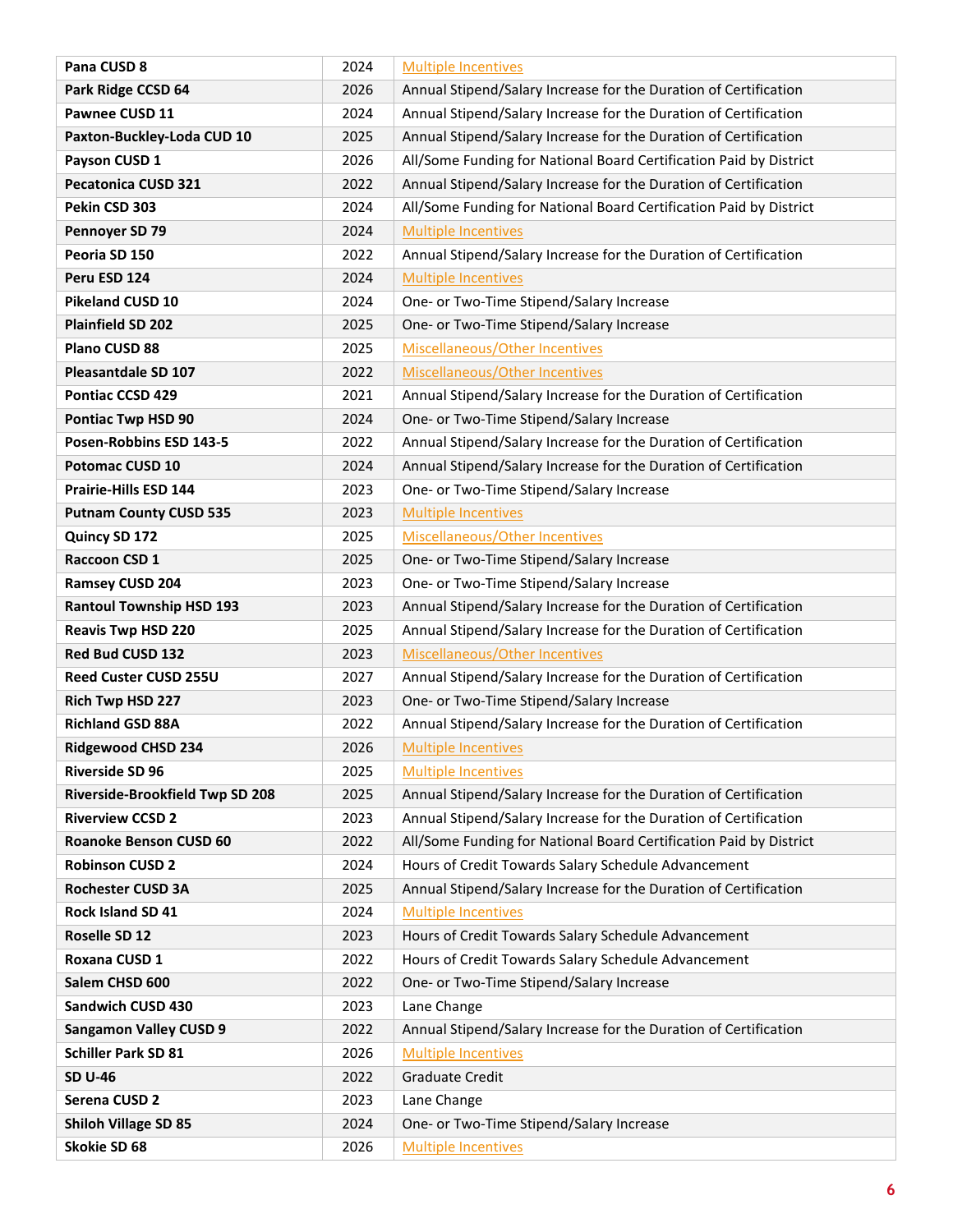| | | |
|---|---|---|
| **Pana CUSD 8** | 2024 | Multiple Incentives |
| **Park Ridge CCSD 64** | 2026 | Annual Stipend/Salary Increase for the Duration of Certification |
| **Pawnee CUSD 11** | 2024 | Annual Stipend/Salary Increase for the Duration of Certification |
| **Paxton-Buckley-Loda CUD 10** | 2025 | Annual Stipend/Salary Increase for the Duration of Certification |
| **Payson CUSD 1** | 2026 | All/Some Funding for National Board Certification Paid by District |
| **Pecatonica CUSD 321** | 2022 | Annual Stipend/Salary Increase for the Duration of Certification |
| **Pekin CSD 303** | 2024 | All/Some Funding for National Board Certification Paid by District |
| **Pennoyer SD 79** | 2024 | Multiple Incentives |
| **Peoria SD 150** | 2022 | Annual Stipend/Salary Increase for the Duration of Certification |
| **Peru ESD 124** | 2024 | Multiple Incentives |
| **Pikeland CUSD 10** | 2024 | One- or Two-Time Stipend/Salary Increase |
| **Plainfield SD 202** | 2025 | One- or Two-Time Stipend/Salary Increase |
| **Plano CUSD 88** | 2025 | Miscellaneous/Other Incentives |
| **Pleasantdale SD 107** | 2022 | Miscellaneous/Other Incentives |
| **Pontiac CCSD 429** | 2021 | Annual Stipend/Salary Increase for the Duration of Certification |
| **Pontiac Twp HSD 90** | 2024 | One- or Two-Time Stipend/Salary Increase |
| **Posen-Robbins ESD 143-5** | 2022 | Annual Stipend/Salary Increase for the Duration of Certification |
| **Potomac CUSD 10** | 2024 | Annual Stipend/Salary Increase for the Duration of Certification |
| **Prairie-Hills ESD 144** | 2023 | One- or Two-Time Stipend/Salary Increase |
| **Putnam County CUSD 535** | 2023 | Multiple Incentives |
| **Quincy SD 172** | 2025 | Miscellaneous/Other Incentives |
| **Raccoon CSD 1** | 2025 | One- or Two-Time Stipend/Salary Increase |
| **Ramsey CUSD 204** | 2023 | One- or Two-Time Stipend/Salary Increase |
| **Rantoul Township HSD 193** | 2023 | Annual Stipend/Salary Increase for the Duration of Certification |
| **Reavis Twp HSD 220** | 2025 | Annual Stipend/Salary Increase for the Duration of Certification |
| **Red Bud CUSD 132** | 2023 | Miscellaneous/Other Incentives |
| **Reed Custer CUSD 255U** | 2027 | Annual Stipend/Salary Increase for the Duration of Certification |
| **Rich Twp HSD 227** | 2023 | One- or Two-Time Stipend/Salary Increase |
| **Richland GSD 88A** | 2022 | Annual Stipend/Salary Increase for the Duration of Certification |
| **Ridgewood CHSD 234** | 2026 | Multiple Incentives |
| **Riverside SD 96** | 2025 | Multiple Incentives |
| **Riverside-Brookfield Twp SD 208** | 2025 | Annual Stipend/Salary Increase for the Duration of Certification |
| **Riverview CCSD 2** | 2023 | Annual Stipend/Salary Increase for the Duration of Certification |
| **Roanoke Benson CUSD 60** | 2022 | All/Some Funding for National Board Certification Paid by District |
| **Robinson CUSD 2** | 2024 | Hours of Credit Towards Salary Schedule Advancement |
| **Rochester CUSD 3A** | 2025 | Annual Stipend/Salary Increase for the Duration of Certification |
| **Rock Island SD 41** | 2024 | Multiple Incentives |
| **Roselle SD 12** | 2023 | Hours of Credit Towards Salary Schedule Advancement |
| **Roxana CUSD 1** | 2022 | Hours of Credit Towards Salary Schedule Advancement |
| **Salem CHSD 600** | 2022 | One- or Two-Time Stipend/Salary Increase |
| **Sandwich CUSD 430** | 2023 | Lane Change |
| **Sangamon Valley CUSD 9** | 2022 | Annual Stipend/Salary Increase for the Duration of Certification |
| **Schiller Park SD 81** | 2026 | Multiple Incentives |
| **SD U-46** | 2022 | Graduate Credit |
| **Serena CUSD 2** | 2023 | Lane Change |
| **Shiloh Village SD 85** | 2024 | One- or Two-Time Stipend/Salary Increase |
| **Skokie SD 68** | 2026 | Multiple Incentives |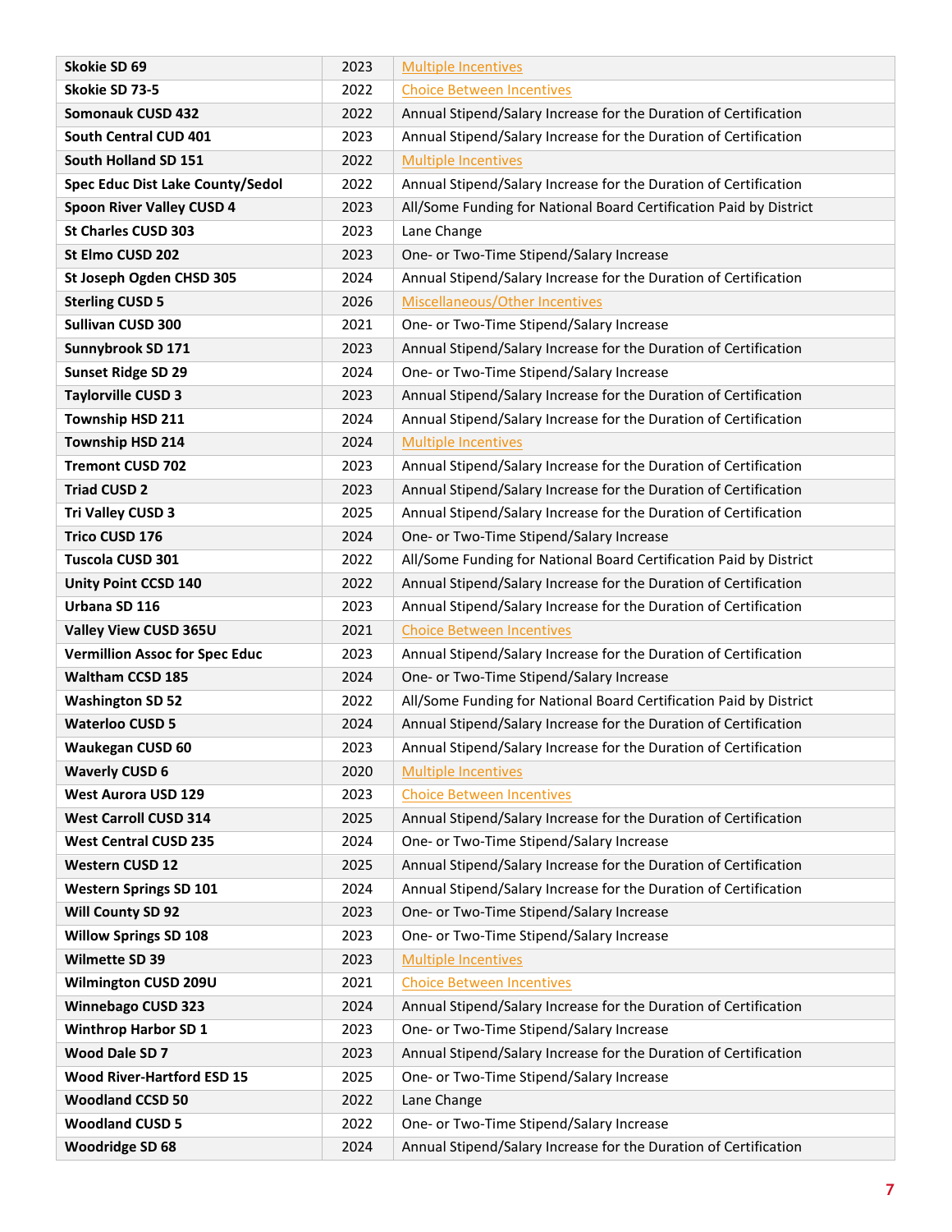| Skokie SD 69 | 2023 | Multiple Incentives |
|---|---|---|
| Skokie SD 73-5 | 2022 | Choice Between Incentives |
| Somonauk CUSD 432 | 2022 | Annual Stipend/Salary Increase for the Duration of Certification |
| South Central CUD 401 | 2023 | Annual Stipend/Salary Increase for the Duration of Certification |
| South Holland SD 151 | 2022 | Multiple Incentives |
| Spec Educ Dist Lake County/Sedol | 2022 | Annual Stipend/Salary Increase for the Duration of Certification |
| Spoon River Valley CUSD 4 | 2023 | All/Some Funding for National Board Certification Paid by District |
| St Charles CUSD 303 | 2023 | Lane Change |
| St Elmo CUSD 202 | 2023 | One- or Two-Time Stipend/Salary Increase |
| St Joseph Ogden CHSD 305 | 2024 | Annual Stipend/Salary Increase for the Duration of Certification |
| Sterling CUSD 5 | 2026 | Miscellaneous/Other Incentives |
| Sullivan CUSD 300 | 2021 | One- or Two-Time Stipend/Salary Increase |
| Sunnybrook SD 171 | 2023 | Annual Stipend/Salary Increase for the Duration of Certification |
| Sunset Ridge SD 29 | 2024 | One- or Two-Time Stipend/Salary Increase |
| Taylorville CUSD 3 | 2023 | Annual Stipend/Salary Increase for the Duration of Certification |
| Township HSD 211 | 2024 | Annual Stipend/Salary Increase for the Duration of Certification |
| Township HSD 214 | 2024 | Multiple Incentives |
| Tremont CUSD 702 | 2023 | Annual Stipend/Salary Increase for the Duration of Certification |
| Triad CUSD 2 | 2023 | Annual Stipend/Salary Increase for the Duration of Certification |
| Tri Valley CUSD 3 | 2025 | Annual Stipend/Salary Increase for the Duration of Certification |
| Trico CUSD 176 | 2024 | One- or Two-Time Stipend/Salary Increase |
| Tuscola CUSD 301 | 2022 | All/Some Funding for National Board Certification Paid by District |
| Unity Point CCSD 140 | 2022 | Annual Stipend/Salary Increase for the Duration of Certification |
| Urbana SD 116 | 2023 | Annual Stipend/Salary Increase for the Duration of Certification |
| Valley View CUSD 365U | 2021 | Choice Between Incentives |
| Vermillion Assoc for Spec Educ | 2023 | Annual Stipend/Salary Increase for the Duration of Certification |
| Waltham CCSD 185 | 2024 | One- or Two-Time Stipend/Salary Increase |
| Washington SD 52 | 2022 | All/Some Funding for National Board Certification Paid by District |
| Waterloo CUSD 5 | 2024 | Annual Stipend/Salary Increase for the Duration of Certification |
| Waukegan CUSD 60 | 2023 | Annual Stipend/Salary Increase for the Duration of Certification |
| Waverly CUSD 6 | 2020 | Multiple Incentives |
| West Aurora USD 129 | 2023 | Choice Between Incentives |
| West Carroll CUSD 314 | 2025 | Annual Stipend/Salary Increase for the Duration of Certification |
| West Central CUSD 235 | 2024 | One- or Two-Time Stipend/Salary Increase |
| Western CUSD 12 | 2025 | Annual Stipend/Salary Increase for the Duration of Certification |
| Western Springs SD 101 | 2024 | Annual Stipend/Salary Increase for the Duration of Certification |
| Will County SD 92 | 2023 | One- or Two-Time Stipend/Salary Increase |
| Willow Springs SD 108 | 2023 | One- or Two-Time Stipend/Salary Increase |
| Wilmette SD 39 | 2023 | Multiple Incentives |
| Wilmington CUSD 209U | 2021 | Choice Between Incentives |
| Winnebago CUSD 323 | 2024 | Annual Stipend/Salary Increase for the Duration of Certification |
| Winthrop Harbor SD 1 | 2023 | One- or Two-Time Stipend/Salary Increase |
| Wood Dale SD 7 | 2023 | Annual Stipend/Salary Increase for the Duration of Certification |
| Wood River-Hartford ESD 15 | 2025 | One- or Two-Time Stipend/Salary Increase |
| Woodland CCSD 50 | 2022 | Lane Change |
| Woodland CUSD 5 | 2022 | One- or Two-Time Stipend/Salary Increase |
| Woodridge SD 68 | 2024 | Annual Stipend/Salary Increase for the Duration of Certification |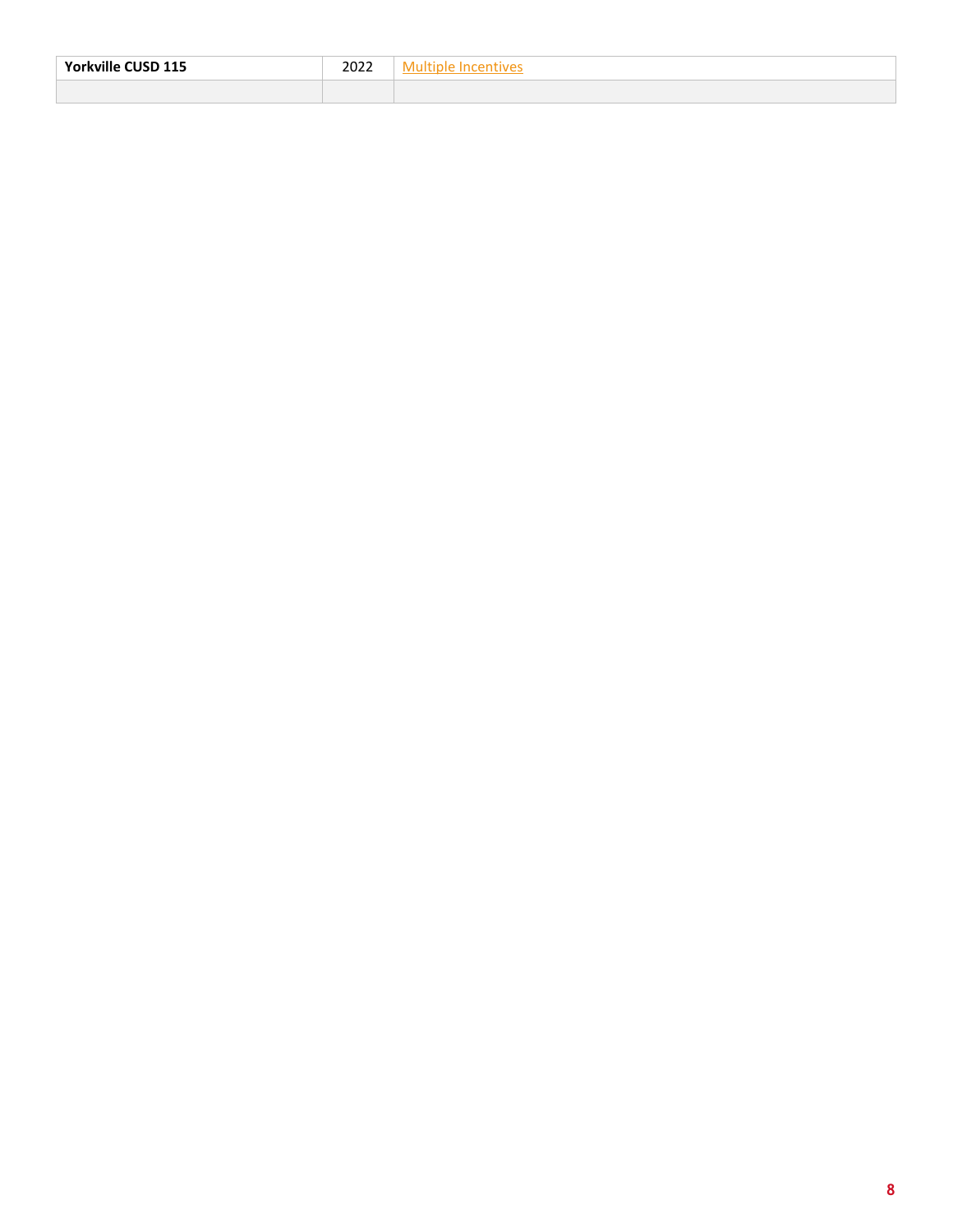| **Yorkville CUSD 115** | 2022 | Multiple Incentives |
| --- | --- | --- |
| | | |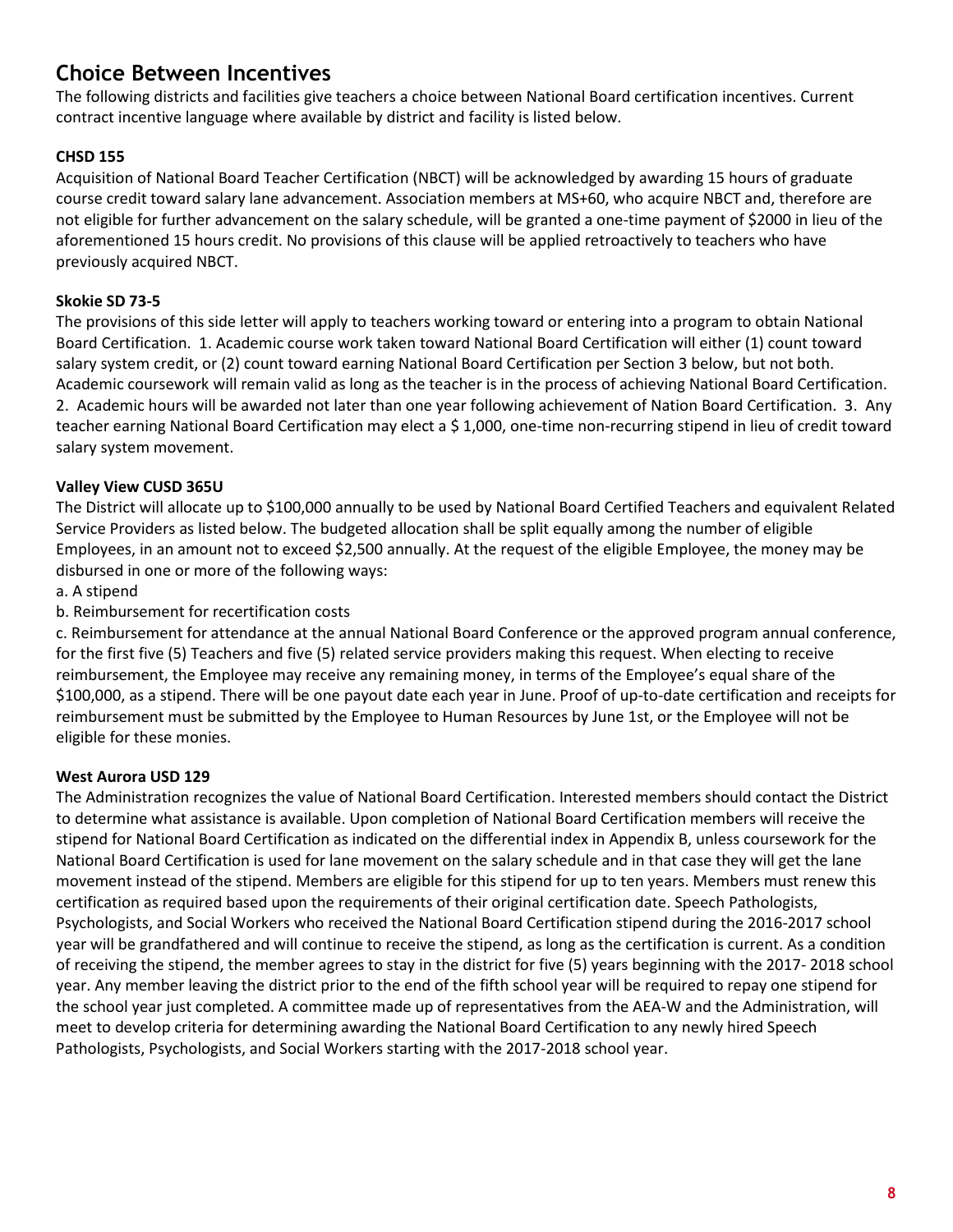## Choice Between Incentives

The following districts and facilities give teachers a choice between National Board certification incentives. Current contract incentive language where available by district and facility is listed below.

**CHSD 155**

Acquisition of National Board Teacher Certification (NBCT) will be acknowledged by awarding 15 hours of graduate course credit toward salary lane advancement. Association members at MS+60, who acquire NBCT and, therefore are not eligible for further advancement on the salary schedule, will be granted a one-time payment of $2000 in lieu of the aforementioned 15 hours credit. No provisions of this clause will be applied retroactively to teachers who have previously acquired NBCT.

**Skokie SD 73-5**

The provisions of this side letter will apply to teachers working toward or entering into a program to obtain National Board Certification. 1. Academic course work taken toward National Board Certification will either (1) count toward salary system credit, or (2) count toward earning National Board Certification per Section 3 below, but not both. Academic coursework will remain valid as long as the teacher is in the process of achieving National Board Certification. 2. Academic hours will be awarded not later than one year following achievement of Nation Board Certification. 3. Any teacher earning National Board Certification may elect a $ 1,000, one-time non-recurring stipend in lieu of credit toward salary system movement.

**Valley View CUSD 365U**

The District will allocate up to $100,000 annually to be used by National Board Certified Teachers and equivalent Related Service Providers as listed below. The budgeted allocation shall be split equally among the number of eligible Employees, in an amount not to exceed $2,500 annually. At the request of the eligible Employee, the money may be disbursed in one or more of the following ways:

a. A stipend

b. Reimbursement for recertification costs

c. Reimbursement for attendance at the annual National Board Conference or the approved program annual conference, for the first five (5) Teachers and five (5) related service providers making this request. When electing to receive reimbursement, the Employee may receive any remaining money, in terms of the Employee's equal share of the $100,000, as a stipend. There will be one payout date each year in June. Proof of up-to-date certification and receipts for reimbursement must be submitted by the Employee to Human Resources by June 1st, or the Employee will not be eligible for these monies.

**West Aurora USD 129**

The Administration recognizes the value of National Board Certification. Interested members should contact the District to determine what assistance is available. Upon completion of National Board Certification members will receive the stipend for National Board Certification as indicated on the differential index in Appendix B, unless coursework for the National Board Certification is used for lane movement on the salary schedule and in that case they will get the lane movement instead of the stipend. Members are eligible for this stipend for up to ten years. Members must renew this certification as required based upon the requirements of their original certification date. Speech Pathologists, Psychologists, and Social Workers who received the National Board Certification stipend during the 2016-2017 school year will be grandfathered and will continue to receive the stipend, as long as the certification is current. As a condition of receiving the stipend, the member agrees to stay in the district for five (5) years beginning with the 2017- 2018 school year. Any member leaving the district prior to the end of the fifth school year will be required to repay one stipend for the school year just completed. A committee made up of representatives from the AEA-W and the Administration, will meet to develop criteria for determining awarding the National Board Certification to any newly hired Speech Pathologists, Psychologists, and Social Workers starting with the 2017-2018 school year.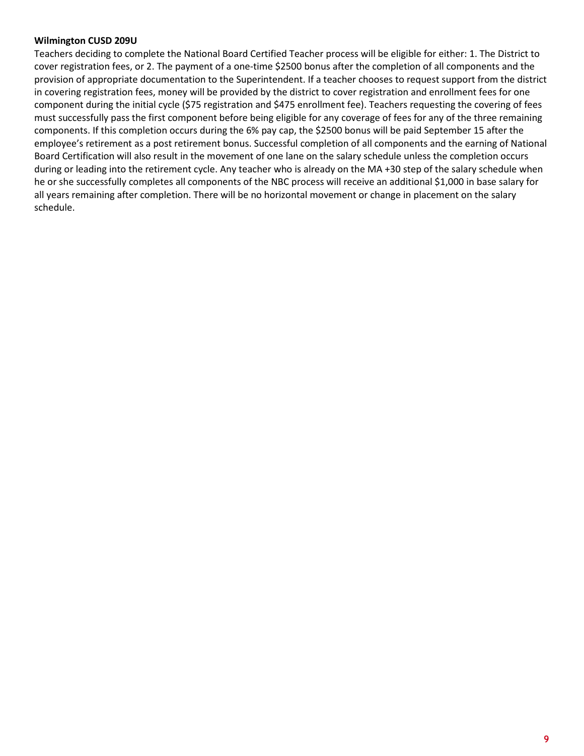**Wilmington CUSD 209U**

Teachers deciding to complete the National Board Certified Teacher process will be eligible for either: 1. The District to cover registration fees, or 2. The payment of a one-time $2500 bonus after the completion of all components and the provision of appropriate documentation to the Superintendent. If a teacher chooses to request support from the district in covering registration fees, money will be provided by the district to cover registration and enrollment fees for one component during the initial cycle ($75 registration and $475 enrollment fee). Teachers requesting the covering of fees must successfully pass the first component before being eligible for any coverage of fees for any of the three remaining components. If this completion occurs during the 6% pay cap, the $2500 bonus will be paid September 15 after the employee's retirement as a post retirement bonus. Successful completion of all components and the earning of National Board Certification will also result in the movement of one lane on the salary schedule unless the completion occurs during or leading into the retirement cycle. Any teacher who is already on the MA +30 step of the salary schedule when he or she successfully completes all components of the NBC process will receive an additional $1,000 in base salary for all years remaining after completion. There will be no horizontal movement or change in placement on the salary schedule.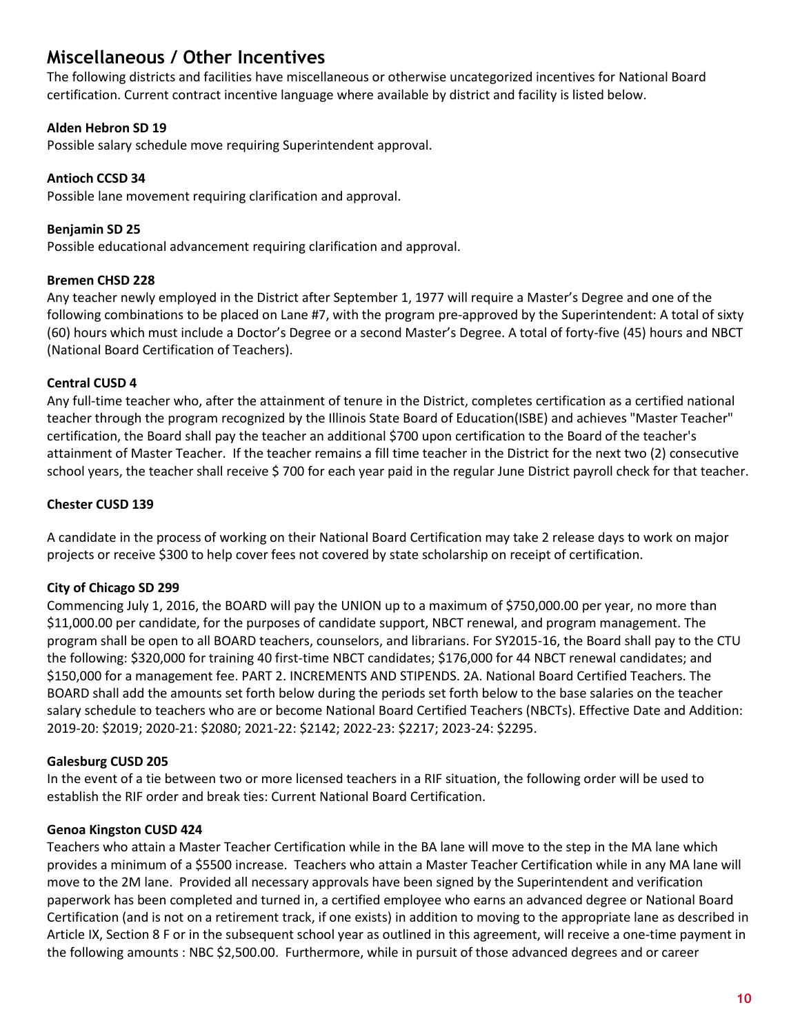## Miscellaneous / Other Incentives

The following districts and facilities have miscellaneous or otherwise uncategorized incentives for National Board certification. Current contract incentive language where available by district and facility is listed below.

**Alden Hebron SD 19**
Possible salary schedule move requiring Superintendent approval.

**Antioch CCSD 34**
Possible lane movement requiring clarification and approval.

**Benjamin SD 25**
Possible educational advancement requiring clarification and approval.

**Bremen CHSD 228**
Any teacher newly employed in the District after September 1, 1977 will require a Master's Degree and one of the following combinations to be placed on Lane #7, with the program pre-approved by the Superintendent: A total of sixty (60) hours which must include a Doctor's Degree or a second Master's Degree. A total of forty-five (45) hours and NBCT (National Board Certification of Teachers).

**Central CUSD 4**
Any full-time teacher who, after the attainment of tenure in the District, completes certification as a certified national teacher through the program recognized by the Illinois State Board of Education(ISBE) and achieves "Master Teacher" certification, the Board shall pay the teacher an additional $700 upon certification to the Board of the teacher's attainment of Master Teacher. If the teacher remains a fill time teacher in the District for the next two (2) consecutive school years, the teacher shall receive $ 700 for each year paid in the regular June District payroll check for that teacher.

**Chester CUSD 139**

A candidate in the process of working on their National Board Certification may take 2 release days to work on major projects or receive $300 to help cover fees not covered by state scholarship on receipt of certification.

**City of Chicago SD 299**
Commencing July 1, 2016, the BOARD will pay the UNION up to a maximum of $750,000.00 per year, no more than $11,000.00 per candidate, for the purposes of candidate support, NBCT renewal, and program management. The program shall be open to all BOARD teachers, counselors, and librarians. For SY2015-16, the Board shall pay to the CTU the following: $320,000 for training 40 first-time NBCT candidates; $176,000 for 44 NBCT renewal candidates; and $150,000 for a management fee. PART 2. INCREMENTS AND STIPENDS. 2A. National Board Certified Teachers. The BOARD shall add the amounts set forth below during the periods set forth below to the base salaries on the teacher salary schedule to teachers who are or become National Board Certified Teachers (NBCTs). Effective Date and Addition: 2019-20: $2019; 2020-21: $2080; 2021-22: $2142; 2022-23: $2217; 2023-24: $2295.

**Galesburg CUSD 205**
In the event of a tie between two or more licensed teachers in a RIF situation, the following order will be used to establish the RIF order and break ties: Current National Board Certification.

**Genoa Kingston CUSD 424**
Teachers who attain a Master Teacher Certification while in the BA lane will move to the step in the MA lane which provides a minimum of a $5500 increase. Teachers who attain a Master Teacher Certification while in any MA lane will move to the 2M lane. Provided all necessary approvals have been signed by the Superintendent and verification paperwork has been completed and turned in, a certified employee who earns an advanced degree or National Board Certification (and is not on a retirement track, if one exists) in addition to moving to the appropriate lane as described in Article IX, Section 8 F or in the subsequent school year as outlined in this agreement, will receive a one-time payment in the following amounts : NBC $2,500.00. Furthermore, while in pursuit of those advanced degrees and or career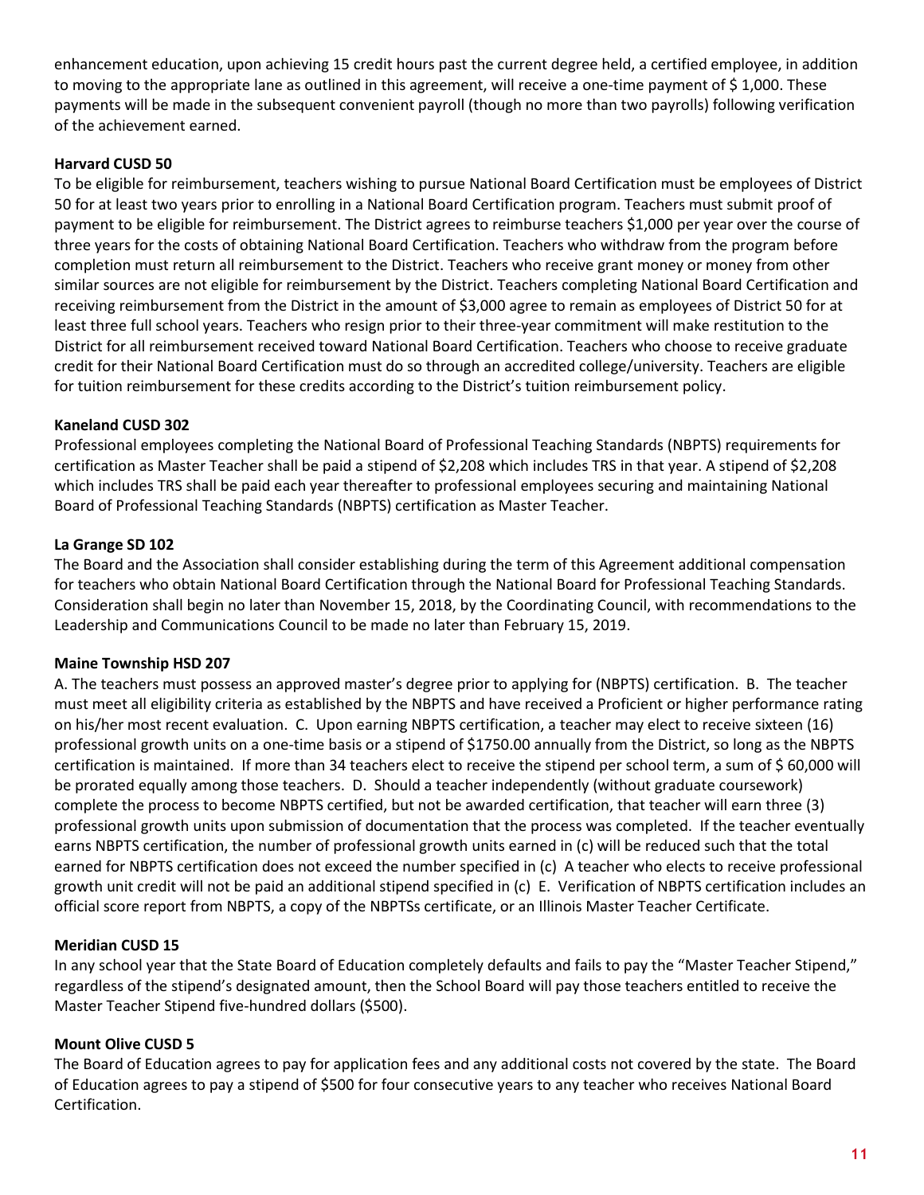enhancement education, upon achieving 15 credit hours past the current degree held, a certified employee, in addition to moving to the appropriate lane as outlined in this agreement, will receive a one-time payment of $ 1,000. These payments will be made in the subsequent convenient payroll (though no more than two payrolls) following verification of the achievement earned.

**Harvard CUSD 50**

To be eligible for reimbursement, teachers wishing to pursue National Board Certification must be employees of District 50 for at least two years prior to enrolling in a National Board Certification program. Teachers must submit proof of payment to be eligible for reimbursement. The District agrees to reimburse teachers $1,000 per year over the course of three years for the costs of obtaining National Board Certification. Teachers who withdraw from the program before completion must return all reimbursement to the District. Teachers who receive grant money or money from other similar sources are not eligible for reimbursement by the District. Teachers completing National Board Certification and receiving reimbursement from the District in the amount of $3,000 agree to remain as employees of District 50 for at least three full school years. Teachers who resign prior to their three-year commitment will make restitution to the District for all reimbursement received toward National Board Certification. Teachers who choose to receive graduate credit for their National Board Certification must do so through an accredited college/university. Teachers are eligible for tuition reimbursement for these credits according to the District's tuition reimbursement policy.

**Kaneland CUSD 302**

Professional employees completing the National Board of Professional Teaching Standards (NBPTS) requirements for certification as Master Teacher shall be paid a stipend of $2,208 which includes TRS in that year. A stipend of $2,208 which includes TRS shall be paid each year thereafter to professional employees securing and maintaining National Board of Professional Teaching Standards (NBPTS) certification as Master Teacher.

**La Grange SD 102**

The Board and the Association shall consider establishing during the term of this Agreement additional compensation for teachers who obtain National Board Certification through the National Board for Professional Teaching Standards. Consideration shall begin no later than November 15, 2018, by the Coordinating Council, with recommendations to the Leadership and Communications Council to be made no later than February 15, 2019.

**Maine Township HSD 207**

A. The teachers must possess an approved master's degree prior to applying for (NBPTS) certification. B. The teacher must meet all eligibility criteria as established by the NBPTS and have received a Proficient or higher performance rating on his/her most recent evaluation. C. Upon earning NBPTS certification, a teacher may elect to receive sixteen (16) professional growth units on a one-time basis or a stipend of $1750.00 annually from the District, so long as the NBPTS certification is maintained. If more than 34 teachers elect to receive the stipend per school term, a sum of $ 60,000 will be prorated equally among those teachers. D. Should a teacher independently (without graduate coursework) complete the process to become NBPTS certified, but not be awarded certification, that teacher will earn three (3) professional growth units upon submission of documentation that the process was completed. If the teacher eventually earns NBPTS certification, the number of professional growth units earned in (c) will be reduced such that the total earned for NBPTS certification does not exceed the number specified in (c) A teacher who elects to receive professional growth unit credit will not be paid an additional stipend specified in (c) E. Verification of NBPTS certification includes an official score report from NBPTS, a copy of the NBPTSs certificate, or an Illinois Master Teacher Certificate.

**Meridian CUSD 15**

In any school year that the State Board of Education completely defaults and fails to pay the "Master Teacher Stipend," regardless of the stipend's designated amount, then the School Board will pay those teachers entitled to receive the Master Teacher Stipend five-hundred dollars ($500).

**Mount Olive CUSD 5**

The Board of Education agrees to pay for application fees and any additional costs not covered by the state. The Board of Education agrees to pay a stipend of $500 for four consecutive years to any teacher who receives National Board Certification.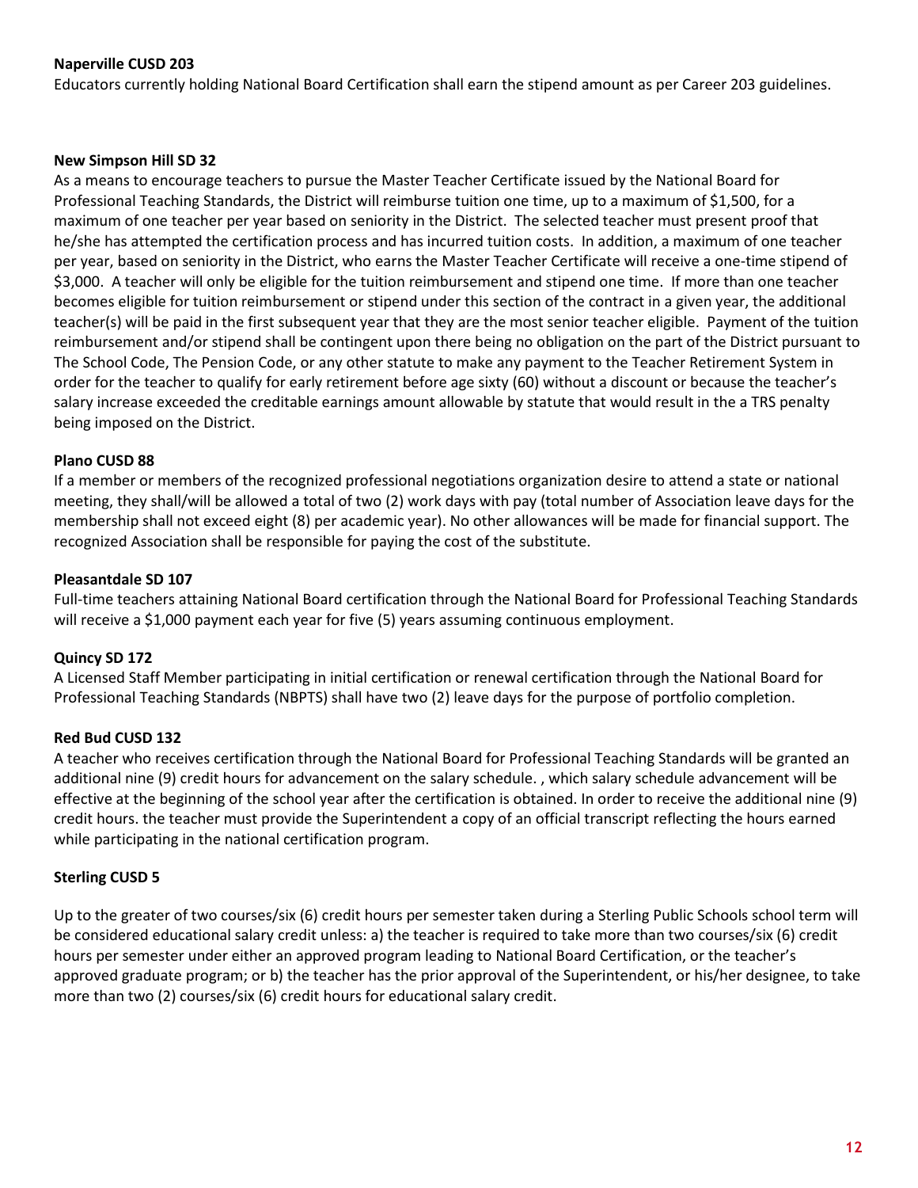**Naperville CUSD 203**

Educators currently holding National Board Certification shall earn the stipend amount as per Career 203 guidelines.

**New Simpson Hill SD 32**

As a means to encourage teachers to pursue the Master Teacher Certificate issued by the National Board for Professional Teaching Standards, the District will reimburse tuition one time, up to a maximum of $1,500, for a maximum of one teacher per year based on seniority in the District. The selected teacher must present proof that he/she has attempted the certification process and has incurred tuition costs. In addition, a maximum of one teacher per year, based on seniority in the District, who earns the Master Teacher Certificate will receive a one-time stipend of $3,000. A teacher will only be eligible for the tuition reimbursement and stipend one time. If more than one teacher becomes eligible for tuition reimbursement or stipend under this section of the contract in a given year, the additional teacher(s) will be paid in the first subsequent year that they are the most senior teacher eligible. Payment of the tuition reimbursement and/or stipend shall be contingent upon there being no obligation on the part of the District pursuant to The School Code, The Pension Code, or any other statute to make any payment to the Teacher Retirement System in order for the teacher to qualify for early retirement before age sixty (60) without a discount or because the teacher's salary increase exceeded the creditable earnings amount allowable by statute that would result in the a TRS penalty being imposed on the District.

**Plano CUSD 88**

If a member or members of the recognized professional negotiations organization desire to attend a state or national meeting, they shall/will be allowed a total of two (2) work days with pay (total number of Association leave days for the membership shall not exceed eight (8) per academic year). No other allowances will be made for financial support. The recognized Association shall be responsible for paying the cost of the substitute.

**Pleasantdale SD 107**

Full-time teachers attaining National Board certification through the National Board for Professional Teaching Standards will receive a $1,000 payment each year for five (5) years assuming continuous employment.

**Quincy SD 172**

A Licensed Staff Member participating in initial certification or renewal certification through the National Board for Professional Teaching Standards (NBPTS) shall have two (2) leave days for the purpose of portfolio completion.

**Red Bud CUSD 132**

A teacher who receives certification through the National Board for Professional Teaching Standards will be granted an additional nine (9) credit hours for advancement on the salary schedule. , which salary schedule advancement will be effective at the beginning of the school year after the certification is obtained. In order to receive the additional nine (9) credit hours. the teacher must provide the Superintendent a copy of an official transcript reflecting the hours earned while participating in the national certification program.

**Sterling CUSD 5**

Up to the greater of two courses/six (6) credit hours per semester taken during a Sterling Public Schools school term will be considered educational salary credit unless: a) the teacher is required to take more than two courses/six (6) credit hours per semester under either an approved program leading to National Board Certification, or the teacher's approved graduate program; or b) the teacher has the prior approval of the Superintendent, or his/her designee, to take more than two (2) courses/six (6) credit hours for educational salary credit.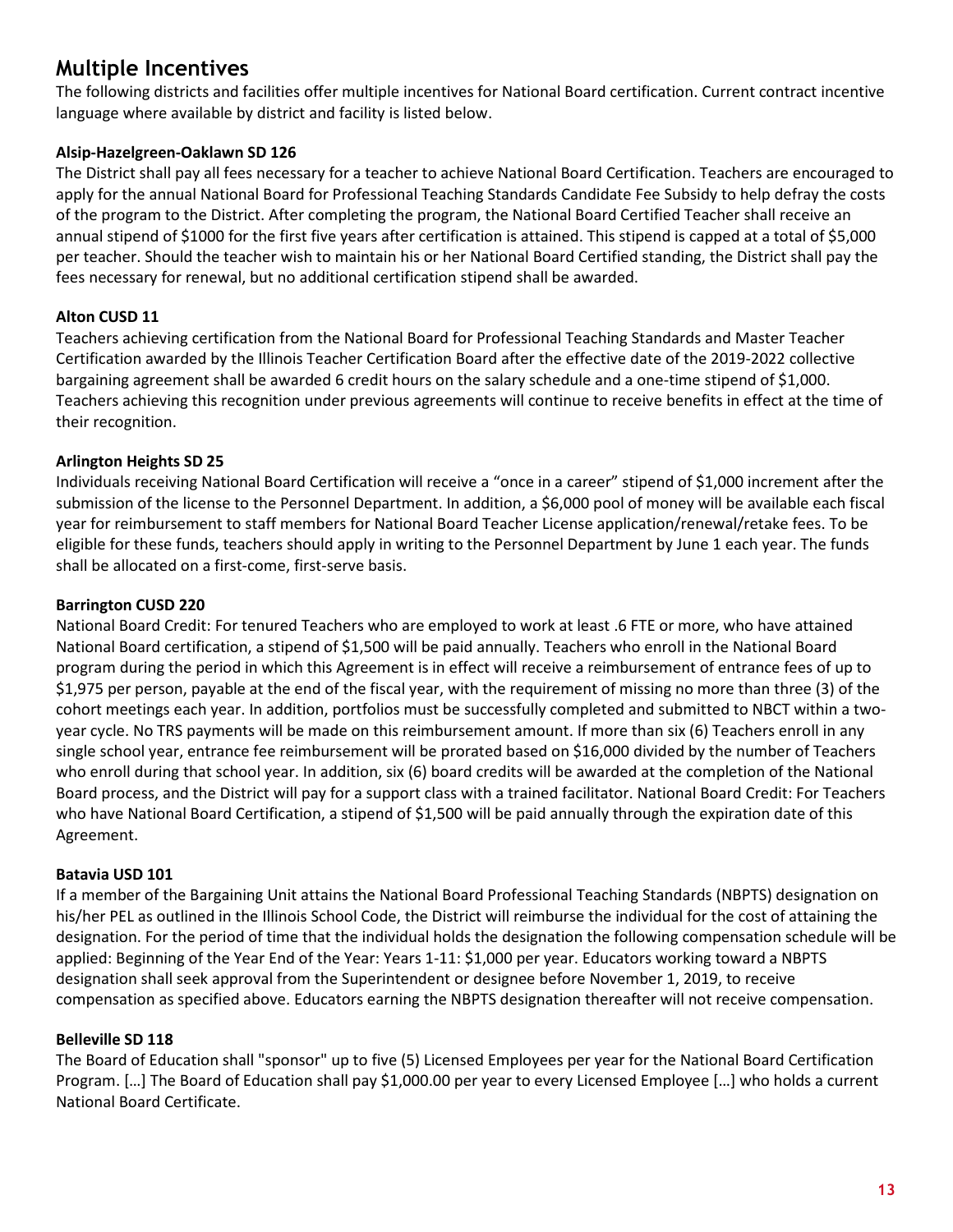## Multiple Incentives

The following districts and facilities offer multiple incentives for National Board certification. Current contract incentive language where available by district and facility is listed below.

**Alsip-Hazelgreen-Oaklawn SD 126**

The District shall pay all fees necessary for a teacher to achieve National Board Certification. Teachers are encouraged to apply for the annual National Board for Professional Teaching Standards Candidate Fee Subsidy to help defray the costs of the program to the District. After completing the program, the National Board Certified Teacher shall receive an annual stipend of $1000 for the first five years after certification is attained. This stipend is capped at a total of $5,000 per teacher. Should the teacher wish to maintain his or her National Board Certified standing, the District shall pay the fees necessary for renewal, but no additional certification stipend shall be awarded.

**Alton CUSD 11**

Teachers achieving certification from the National Board for Professional Teaching Standards and Master Teacher Certification awarded by the Illinois Teacher Certification Board after the effective date of the 2019-2022 collective bargaining agreement shall be awarded 6 credit hours on the salary schedule and a one-time stipend of $1,000. Teachers achieving this recognition under previous agreements will continue to receive benefits in effect at the time of their recognition.

**Arlington Heights SD 25**

Individuals receiving National Board Certification will receive a "once in a career" stipend of $1,000 increment after the submission of the license to the Personnel Department. In addition, a $6,000 pool of money will be available each fiscal year for reimbursement to staff members for National Board Teacher License application/renewal/retake fees. To be eligible for these funds, teachers should apply in writing to the Personnel Department by June 1 each year. The funds shall be allocated on a first-come, first-serve basis.

**Barrington CUSD 220**

National Board Credit: For tenured Teachers who are employed to work at least .6 FTE or more, who have attained National Board certification, a stipend of $1,500 will be paid annually. Teachers who enroll in the National Board program during the period in which this Agreement is in effect will receive a reimbursement of entrance fees of up to $1,975 per person, payable at the end of the fiscal year, with the requirement of missing no more than three (3) of the cohort meetings each year. In addition, portfolios must be successfully completed and submitted to NBCT within a two-year cycle. No TRS payments will be made on this reimbursement amount. If more than six (6) Teachers enroll in any single school year, entrance fee reimbursement will be prorated based on $16,000 divided by the number of Teachers who enroll during that school year. In addition, six (6) board credits will be awarded at the completion of the National Board process, and the District will pay for a support class with a trained facilitator. National Board Credit: For Teachers who have National Board Certification, a stipend of $1,500 will be paid annually through the expiration date of this Agreement.

**Batavia USD 101**

If a member of the Bargaining Unit attains the National Board Professional Teaching Standards (NBPTS) designation on his/her PEL as outlined in the Illinois School Code, the District will reimburse the individual for the cost of attaining the designation. For the period of time that the individual holds the designation the following compensation schedule will be applied: Beginning of the Year End of the Year: Years 1-11: $1,000 per year. Educators working toward a NBPTS designation shall seek approval from the Superintendent or designee before November 1, 2019, to receive compensation as specified above. Educators earning the NBPTS designation thereafter will not receive compensation.

**Belleville SD 118**

The Board of Education shall "sponsor" up to five (5) Licensed Employees per year for the National Board Certification Program. […] The Board of Education shall pay $1,000.00 per year to every Licensed Employee […] who holds a current National Board Certificate.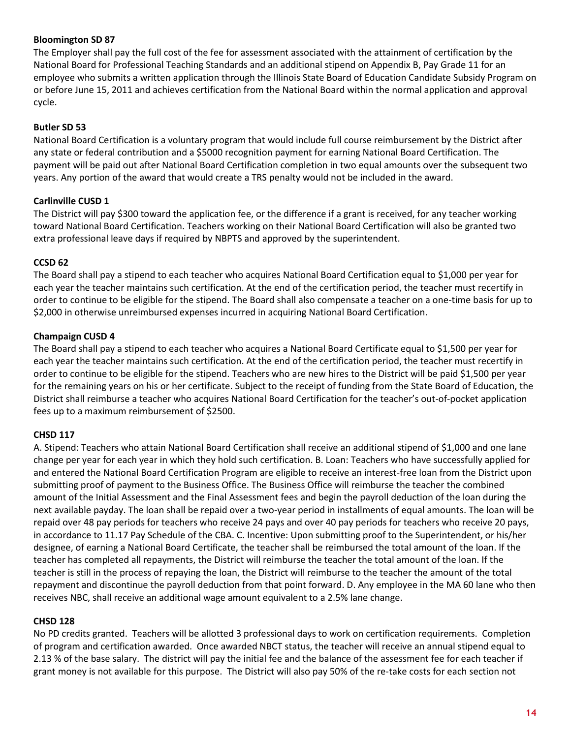**Bloomington SD 87**

The Employer shall pay the full cost of the fee for assessment associated with the attainment of certification by the National Board for Professional Teaching Standards and an additional stipend on Appendix B, Pay Grade 11 for an employee who submits a written application through the Illinois State Board of Education Candidate Subsidy Program on or before June 15, 2011 and achieves certification from the National Board within the normal application and approval cycle.

**Butler SD 53**

National Board Certification is a voluntary program that would include full course reimbursement by the District after any state or federal contribution and a $5000 recognition payment for earning National Board Certification. The payment will be paid out after National Board Certification completion in two equal amounts over the subsequent two years. Any portion of the award that would create a TRS penalty would not be included in the award.

**Carlinville CUSD 1**

The District will pay $300 toward the application fee, or the difference if a grant is received, for any teacher working toward National Board Certification. Teachers working on their National Board Certification will also be granted two extra professional leave days if required by NBPTS and approved by the superintendent.

**CCSD 62**

The Board shall pay a stipend to each teacher who acquires National Board Certification equal to $1,000 per year for each year the teacher maintains such certification. At the end of the certification period, the teacher must recertify in order to continue to be eligible for the stipend. The Board shall also compensate a teacher on a one-time basis for up to $2,000 in otherwise unreimbursed expenses incurred in acquiring National Board Certification.

**Champaign CUSD 4**

The Board shall pay a stipend to each teacher who acquires a National Board Certificate equal to $1,500 per year for each year the teacher maintains such certification. At the end of the certification period, the teacher must recertify in order to continue to be eligible for the stipend. Teachers who are new hires to the District will be paid $1,500 per year for the remaining years on his or her certificate. Subject to the receipt of funding from the State Board of Education, the District shall reimburse a teacher who acquires National Board Certification for the teacher's out-of-pocket application fees up to a maximum reimbursement of $2500.

**CHSD 117**

A. Stipend: Teachers who attain National Board Certification shall receive an additional stipend of $1,000 and one lane change per year for each year in which they hold such certification. B. Loan: Teachers who have successfully applied for and entered the National Board Certification Program are eligible to receive an interest-free loan from the District upon submitting proof of payment to the Business Office. The Business Office will reimburse the teacher the combined amount of the Initial Assessment and the Final Assessment fees and begin the payroll deduction of the loan during the next available payday. The loan shall be repaid over a two-year period in installments of equal amounts. The loan will be repaid over 48 pay periods for teachers who receive 24 pays and over 40 pay periods for teachers who receive 20 pays, in accordance to 11.17 Pay Schedule of the CBA. C. Incentive: Upon submitting proof to the Superintendent, or his/her designee, of earning a National Board Certificate, the teacher shall be reimbursed the total amount of the loan. If the teacher has completed all repayments, the District will reimburse the teacher the total amount of the loan. If the teacher is still in the process of repaying the loan, the District will reimburse to the teacher the amount of the total repayment and discontinue the payroll deduction from that point forward. D. Any employee in the MA 60 lane who then receives NBC, shall receive an additional wage amount equivalent to a 2.5% lane change.

**CHSD 128**

No PD credits granted. Teachers will be allotted 3 professional days to work on certification requirements. Completion of program and certification awarded. Once awarded NBCT status, the teacher will receive an annual stipend equal to 2.13 % of the base salary. The district will pay the initial fee and the balance of the assessment fee for each teacher if grant money is not available for this purpose. The District will also pay 50% of the re-take costs for each section not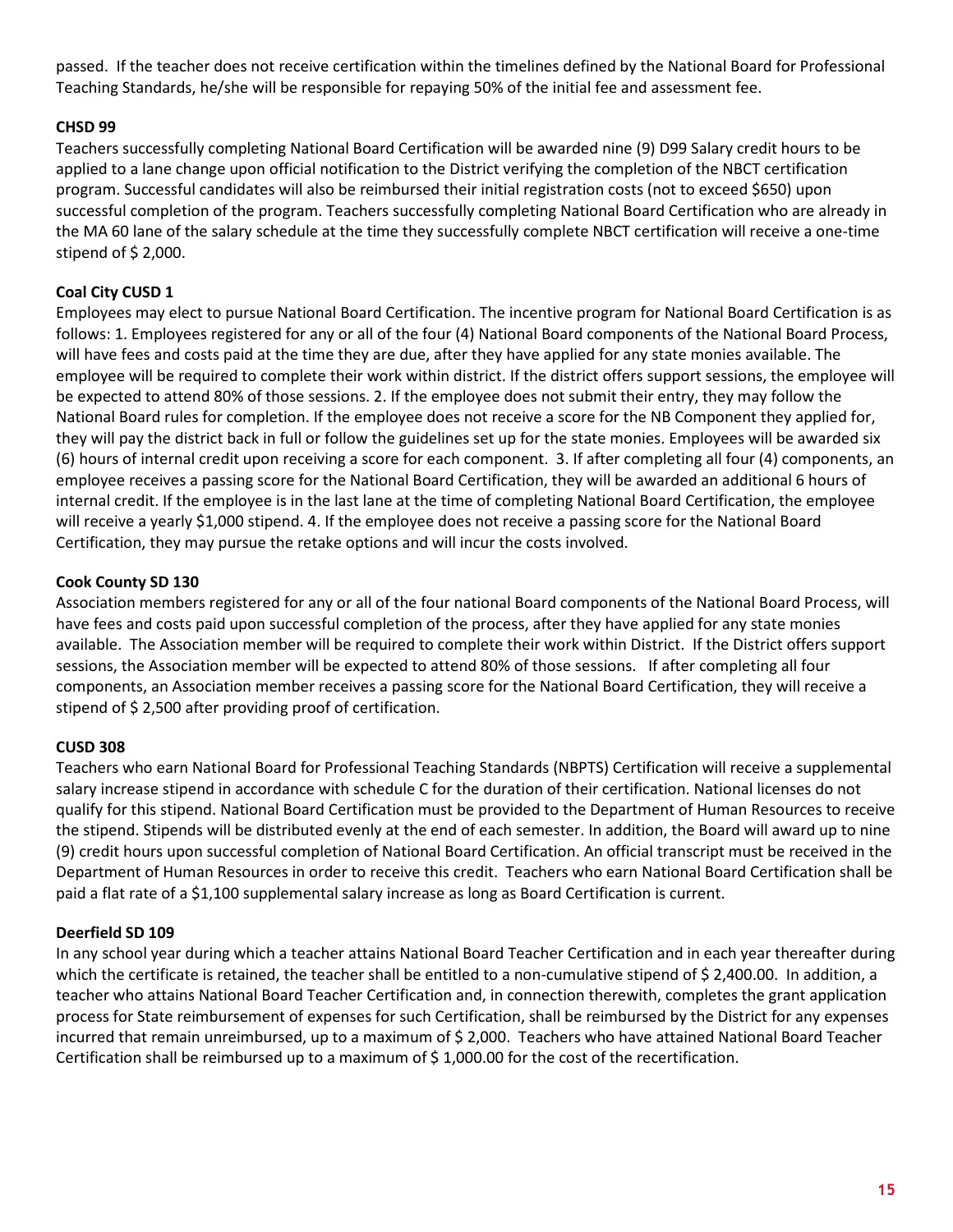passed. If the teacher does not receive certification within the timelines defined by the National Board for Professional Teaching Standards, he/she will be responsible for repaying 50% of the initial fee and assessment fee.

**CHSD 99**

Teachers successfully completing National Board Certification will be awarded nine (9) D99 Salary credit hours to be applied to a lane change upon official notification to the District verifying the completion of the NBCT certification program. Successful candidates will also be reimbursed their initial registration costs (not to exceed $650) upon successful completion of the program. Teachers successfully completing National Board Certification who are already in the MA 60 lane of the salary schedule at the time they successfully complete NBCT certification will receive a one-time stipend of $ 2,000.

**Coal City CUSD 1**

Employees may elect to pursue National Board Certification. The incentive program for National Board Certification is as follows: 1. Employees registered for any or all of the four (4) National Board components of the National Board Process, will have fees and costs paid at the time they are due, after they have applied for any state monies available. The employee will be required to complete their work within district. If the district offers support sessions, the employee will be expected to attend 80% of those sessions. 2. If the employee does not submit their entry, they may follow the National Board rules for completion. If the employee does not receive a score for the NB Component they applied for, they will pay the district back in full or follow the guidelines set up for the state monies. Employees will be awarded six (6) hours of internal credit upon receiving a score for each component. 3. If after completing all four (4) components, an employee receives a passing score for the National Board Certification, they will be awarded an additional 6 hours of internal credit. If the employee is in the last lane at the time of completing National Board Certification, the employee will receive a yearly $1,000 stipend. 4. If the employee does not receive a passing score for the National Board Certification, they may pursue the retake options and will incur the costs involved.

**Cook County SD 130**

Association members registered for any or all of the four national Board components of the National Board Process, will have fees and costs paid upon successful completion of the process, after they have applied for any state monies available. The Association member will be required to complete their work within District. If the District offers support sessions, the Association member will be expected to attend 80% of those sessions. If after completing all four components, an Association member receives a passing score for the National Board Certification, they will receive a stipend of $ 2,500 after providing proof of certification.

**CUSD 308**

Teachers who earn National Board for Professional Teaching Standards (NBPTS) Certification will receive a supplemental salary increase stipend in accordance with schedule C for the duration of their certification. National licenses do not qualify for this stipend. National Board Certification must be provided to the Department of Human Resources to receive the stipend. Stipends will be distributed evenly at the end of each semester. In addition, the Board will award up to nine (9) credit hours upon successful completion of National Board Certification. An official transcript must be received in the Department of Human Resources in order to receive this credit. Teachers who earn National Board Certification shall be paid a flat rate of a $1,100 supplemental salary increase as long as Board Certification is current.

**Deerfield SD 109**

In any school year during which a teacher attains National Board Teacher Certification and in each year thereafter during which the certificate is retained, the teacher shall be entitled to a non-cumulative stipend of $ 2,400.00. In addition, a teacher who attains National Board Teacher Certification and, in connection therewith, completes the grant application process for State reimbursement of expenses for such Certification, shall be reimbursed by the District for any expenses incurred that remain unreimbursed, up to a maximum of $ 2,000. Teachers who have attained National Board Teacher Certification shall be reimbursed up to a maximum of $ 1,000.00 for the cost of the recertification.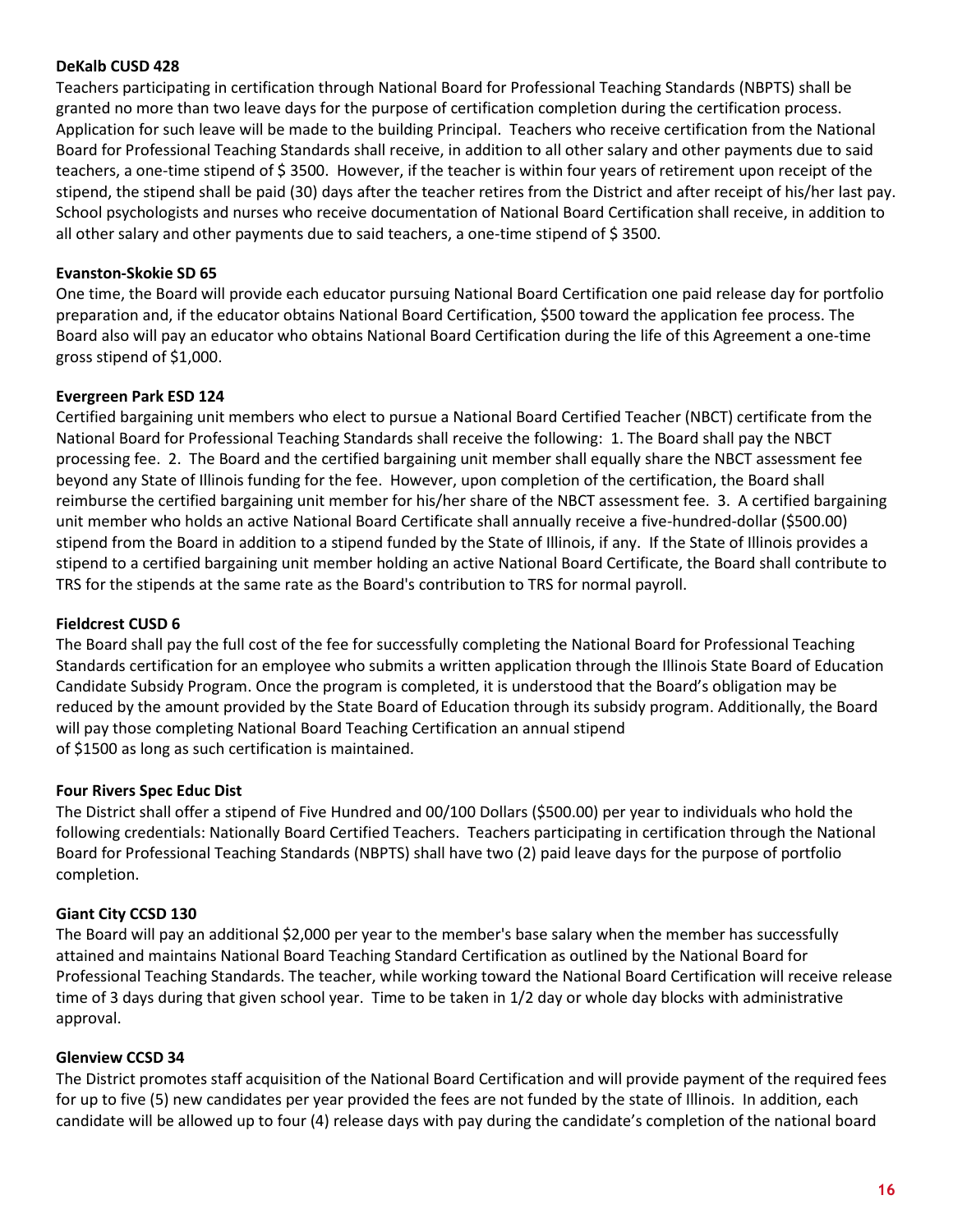**DeKalb CUSD 428**

Teachers participating in certification through National Board for Professional Teaching Standards (NBPTS) shall be granted no more than two leave days for the purpose of certification completion during the certification process. Application for such leave will be made to the building Principal. Teachers who receive certification from the National Board for Professional Teaching Standards shall receive, in addition to all other salary and other payments due to said teachers, a one-time stipend of $ 3500. However, if the teacher is within four years of retirement upon receipt of the stipend, the stipend shall be paid (30) days after the teacher retires from the District and after receipt of his/her last pay. School psychologists and nurses who receive documentation of National Board Certification shall receive, in addition to all other salary and other payments due to said teachers, a one-time stipend of $ 3500.

**Evanston-Skokie SD 65**

One time, the Board will provide each educator pursuing National Board Certification one paid release day for portfolio preparation and, if the educator obtains National Board Certification, $500 toward the application fee process. The Board also will pay an educator who obtains National Board Certification during the life of this Agreement a one-time gross stipend of $1,000.

**Evergreen Park ESD 124**

Certified bargaining unit members who elect to pursue a National Board Certified Teacher (NBCT) certificate from the National Board for Professional Teaching Standards shall receive the following: 1. The Board shall pay the NBCT processing fee. 2. The Board and the certified bargaining unit member shall equally share the NBCT assessment fee beyond any State of Illinois funding for the fee. However, upon completion of the certification, the Board shall reimburse the certified bargaining unit member for his/her share of the NBCT assessment fee. 3. A certified bargaining unit member who holds an active National Board Certificate shall annually receive a five-hundred-dollar ($500.00) stipend from the Board in addition to a stipend funded by the State of Illinois, if any. If the State of Illinois provides a stipend to a certified bargaining unit member holding an active National Board Certificate, the Board shall contribute to TRS for the stipends at the same rate as the Board's contribution to TRS for normal payroll.

**Fieldcrest CUSD 6**

The Board shall pay the full cost of the fee for successfully completing the National Board for Professional Teaching Standards certification for an employee who submits a written application through the Illinois State Board of Education Candidate Subsidy Program. Once the program is completed, it is understood that the Board's obligation may be reduced by the amount provided by the State Board of Education through its subsidy program. Additionally, the Board will pay those completing National Board Teaching Certification an annual stipend of $1500 as long as such certification is maintained.

**Four Rivers Spec Educ Dist**

The District shall offer a stipend of Five Hundred and 00/100 Dollars ($500.00) per year to individuals who hold the following credentials: Nationally Board Certified Teachers. Teachers participating in certification through the National Board for Professional Teaching Standards (NBPTS) shall have two (2) paid leave days for the purpose of portfolio completion.

**Giant City CCSD 130**

The Board will pay an additional $2,000 per year to the member's base salary when the member has successfully attained and maintains National Board Teaching Standard Certification as outlined by the National Board for Professional Teaching Standards. The teacher, while working toward the National Board Certification will receive release time of 3 days during that given school year. Time to be taken in 1/2 day or whole day blocks with administrative approval.

**Glenview CCSD 34**

The District promotes staff acquisition of the National Board Certification and will provide payment of the required fees for up to five (5) new candidates per year provided the fees are not funded by the state of Illinois. In addition, each candidate will be allowed up to four (4) release days with pay during the candidate's completion of the national board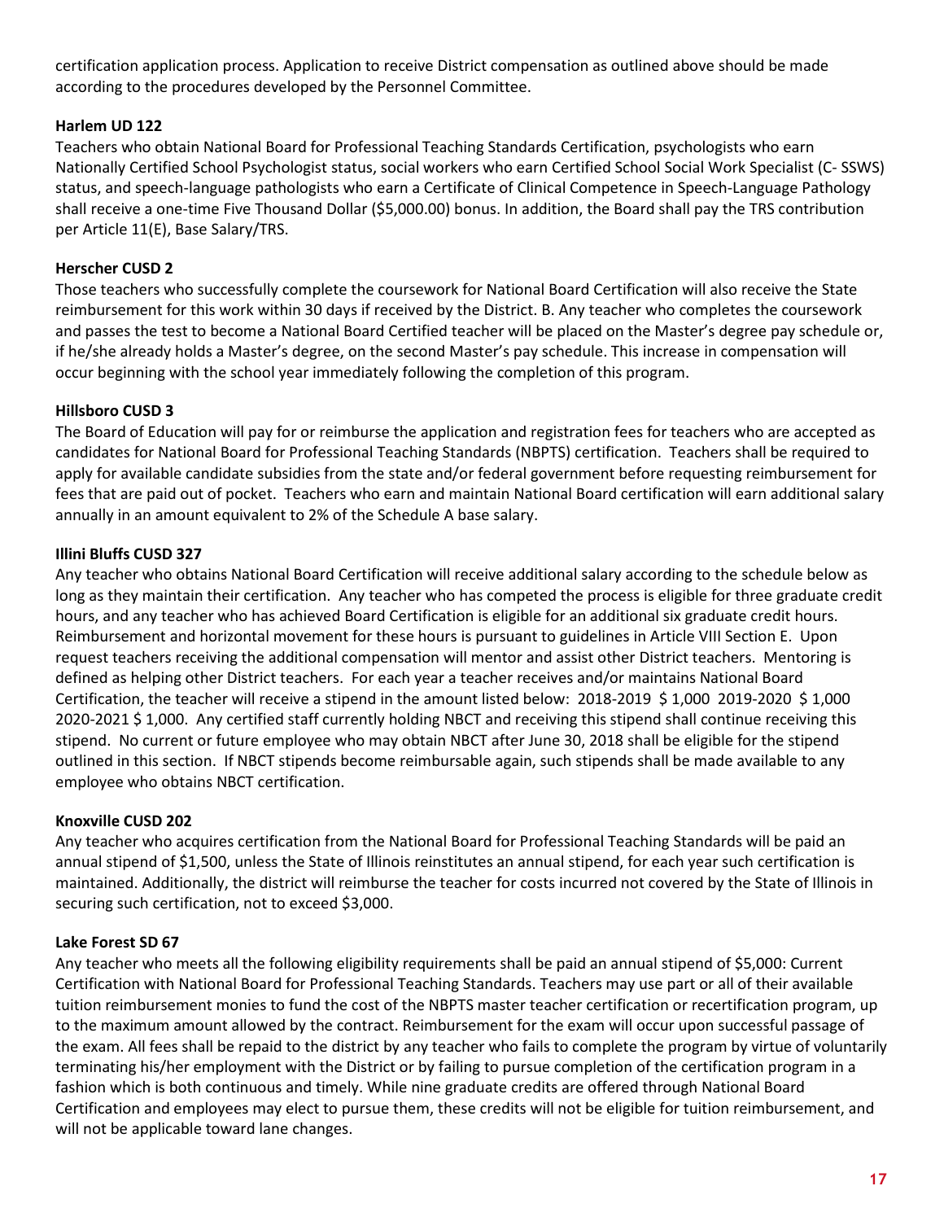certification application process. Application to receive District compensation as outlined above should be made according to the procedures developed by the Personnel Committee.

**Harlem UD 122**

Teachers who obtain National Board for Professional Teaching Standards Certification, psychologists who earn Nationally Certified School Psychologist status, social workers who earn Certified School Social Work Specialist (C- SSWS) status, and speech-language pathologists who earn a Certificate of Clinical Competence in Speech-Language Pathology shall receive a one-time Five Thousand Dollar ($5,000.00) bonus. In addition, the Board shall pay the TRS contribution per Article 11(E), Base Salary/TRS.

**Herscher CUSD 2**

Those teachers who successfully complete the coursework for National Board Certification will also receive the State reimbursement for this work within 30 days if received by the District. B. Any teacher who completes the coursework and passes the test to become a National Board Certified teacher will be placed on the Master's degree pay schedule or, if he/she already holds a Master's degree, on the second Master's pay schedule. This increase in compensation will occur beginning with the school year immediately following the completion of this program.

**Hillsboro CUSD 3**

The Board of Education will pay for or reimburse the application and registration fees for teachers who are accepted as candidates for National Board for Professional Teaching Standards (NBPTS) certification. Teachers shall be required to apply for available candidate subsidies from the state and/or federal government before requesting reimbursement for fees that are paid out of pocket. Teachers who earn and maintain National Board certification will earn additional salary annually in an amount equivalent to 2% of the Schedule A base salary.

**Illini Bluffs CUSD 327**

Any teacher who obtains National Board Certification will receive additional salary according to the schedule below as long as they maintain their certification. Any teacher who has competed the process is eligible for three graduate credit hours, and any teacher who has achieved Board Certification is eligible for an additional six graduate credit hours. Reimbursement and horizontal movement for these hours is pursuant to guidelines in Article VIII Section E. Upon request teachers receiving the additional compensation will mentor and assist other District teachers. Mentoring is defined as helping other District teachers. For each year a teacher receives and/or maintains National Board Certification, the teacher will receive a stipend in the amount listed below: 2018-2019 $ 1,000 2019-2020 $ 1,000 2020-2021 $ 1,000. Any certified staff currently holding NBCT and receiving this stipend shall continue receiving this stipend. No current or future employee who may obtain NBCT after June 30, 2018 shall be eligible for the stipend outlined in this section. If NBCT stipends become reimbursable again, such stipends shall be made available to any employee who obtains NBCT certification.

**Knoxville CUSD 202**

Any teacher who acquires certification from the National Board for Professional Teaching Standards will be paid an annual stipend of $1,500, unless the State of Illinois reinstitutes an annual stipend, for each year such certification is maintained. Additionally, the district will reimburse the teacher for costs incurred not covered by the State of Illinois in securing such certification, not to exceed $3,000.

**Lake Forest SD 67**

Any teacher who meets all the following eligibility requirements shall be paid an annual stipend of $5,000: Current Certification with National Board for Professional Teaching Standards. Teachers may use part or all of their available tuition reimbursement monies to fund the cost of the NBPTS master teacher certification or recertification program, up to the maximum amount allowed by the contract. Reimbursement for the exam will occur upon successful passage of the exam. All fees shall be repaid to the district by any teacher who fails to complete the program by virtue of voluntarily terminating his/her employment with the District or by failing to pursue completion of the certification program in a fashion which is both continuous and timely. While nine graduate credits are offered through National Board Certification and employees may elect to pursue them, these credits will not be eligible for tuition reimbursement, and will not be applicable toward lane changes.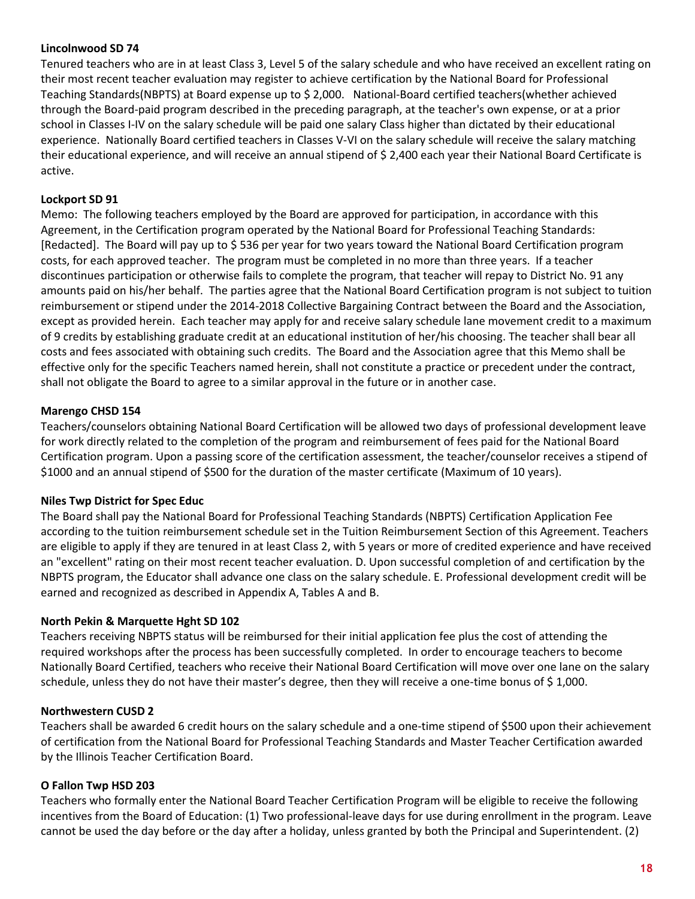**Lincolnwood SD 74**

Tenured teachers who are in at least Class 3, Level 5 of the salary schedule and who have received an excellent rating on their most recent teacher evaluation may register to achieve certification by the National Board for Professional Teaching Standards(NBPTS) at Board expense up to $ 2,000. National-Board certified teachers(whether achieved through the Board-paid program described in the preceding paragraph, at the teacher's own expense, or at a prior school in Classes I-IV on the salary schedule will be paid one salary Class higher than dictated by their educational experience. Nationally Board certified teachers in Classes V-VI on the salary schedule will receive the salary matching their educational experience, and will receive an annual stipend of $ 2,400 each year their National Board Certificate is active.

**Lockport SD 91**

Memo: The following teachers employed by the Board are approved for participation, in accordance with this Agreement, in the Certification program operated by the National Board for Professional Teaching Standards: [Redacted]. The Board will pay up to $ 536 per year for two years toward the National Board Certification program costs, for each approved teacher. The program must be completed in no more than three years. If a teacher discontinues participation or otherwise fails to complete the program, that teacher will repay to District No. 91 any amounts paid on his/her behalf. The parties agree that the National Board Certification program is not subject to tuition reimbursement or stipend under the 2014-2018 Collective Bargaining Contract between the Board and the Association, except as provided herein. Each teacher may apply for and receive salary schedule lane movement credit to a maximum of 9 credits by establishing graduate credit at an educational institution of her/his choosing. The teacher shall bear all costs and fees associated with obtaining such credits. The Board and the Association agree that this Memo shall be effective only for the specific Teachers named herein, shall not constitute a practice or precedent under the contract, shall not obligate the Board to agree to a similar approval in the future or in another case.

**Marengo CHSD 154**

Teachers/counselors obtaining National Board Certification will be allowed two days of professional development leave for work directly related to the completion of the program and reimbursement of fees paid for the National Board Certification program. Upon a passing score of the certification assessment, the teacher/counselor receives a stipend of $1000 and an annual stipend of $500 for the duration of the master certificate (Maximum of 10 years).

**Niles Twp District for Spec Educ**

The Board shall pay the National Board for Professional Teaching Standards (NBPTS) Certification Application Fee according to the tuition reimbursement schedule set in the Tuition Reimbursement Section of this Agreement. Teachers are eligible to apply if they are tenured in at least Class 2, with 5 years or more of credited experience and have received an "excellent" rating on their most recent teacher evaluation. D. Upon successful completion of and certification by the NBPTS program, the Educator shall advance one class on the salary schedule. E. Professional development credit will be earned and recognized as described in Appendix A, Tables A and B.

**North Pekin & Marquette Hght SD 102**

Teachers receiving NBPTS status will be reimbursed for their initial application fee plus the cost of attending the required workshops after the process has been successfully completed. In order to encourage teachers to become Nationally Board Certified, teachers who receive their National Board Certification will move over one lane on the salary schedule, unless they do not have their master's degree, then they will receive a one-time bonus of $ 1,000.

**Northwestern CUSD 2**

Teachers shall be awarded 6 credit hours on the salary schedule and a one-time stipend of $500 upon their achievement of certification from the National Board for Professional Teaching Standards and Master Teacher Certification awarded by the Illinois Teacher Certification Board.

**O Fallon Twp HSD 203**

Teachers who formally enter the National Board Teacher Certification Program will be eligible to receive the following incentives from the Board of Education: (1) Two professional-leave days for use during enrollment in the program. Leave cannot be used the day before or the day after a holiday, unless granted by both the Principal and Superintendent. (2)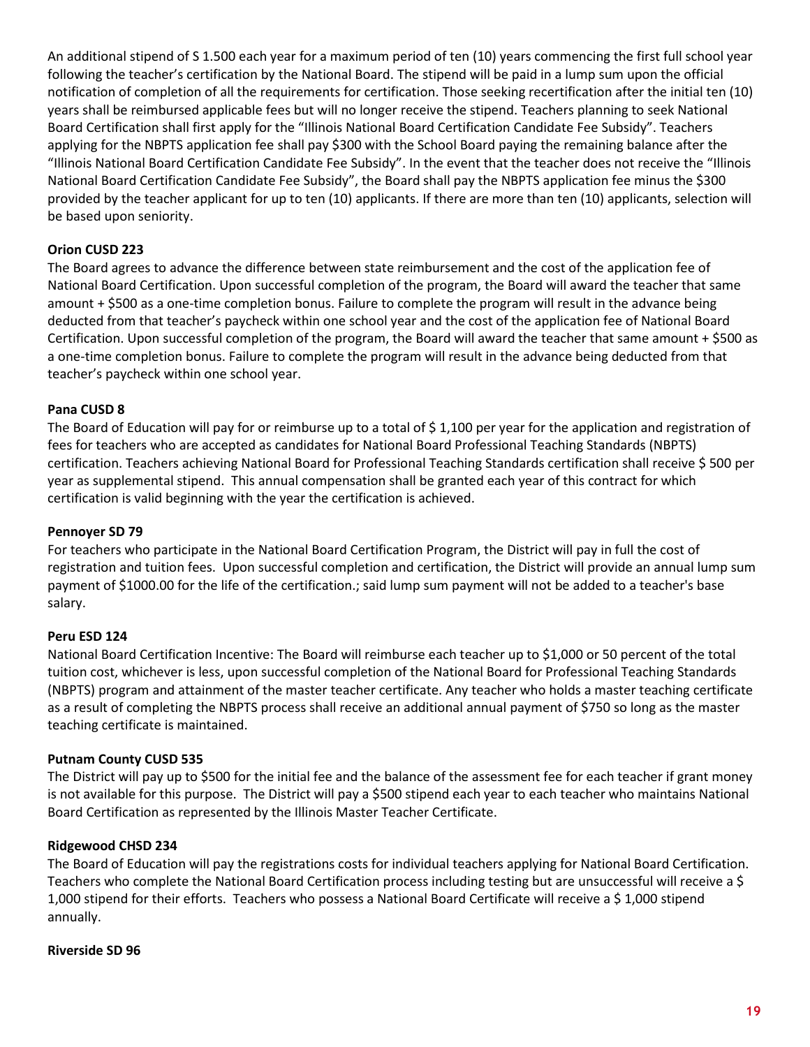An additional stipend of S 1.500 each year for a maximum period of ten (10) years commencing the first full school year following the teacher's certification by the National Board. The stipend will be paid in a lump sum upon the official notification of completion of all the requirements for certification. Those seeking recertification after the initial ten (10) years shall be reimbursed applicable fees but will no longer receive the stipend. Teachers planning to seek National Board Certification shall first apply for the "Illinois National Board Certification Candidate Fee Subsidy". Teachers applying for the NBPTS application fee shall pay $300 with the School Board paying the remaining balance after the "Illinois National Board Certification Candidate Fee Subsidy". In the event that the teacher does not receive the "Illinois National Board Certification Candidate Fee Subsidy", the Board shall pay the NBPTS application fee minus the $300 provided by the teacher applicant for up to ten (10) applicants. If there are more than ten (10) applicants, selection will be based upon seniority.

**Orion CUSD 223**

The Board agrees to advance the difference between state reimbursement and the cost of the application fee of National Board Certification. Upon successful completion of the program, the Board will award the teacher that same amount + $500 as a one-time completion bonus. Failure to complete the program will result in the advance being deducted from that teacher's paycheck within one school year and the cost of the application fee of National Board Certification. Upon successful completion of the program, the Board will award the teacher that same amount + $500 as a one-time completion bonus. Failure to complete the program will result in the advance being deducted from that teacher's paycheck within one school year.

**Pana CUSD 8**

The Board of Education will pay for or reimburse up to a total of $ 1,100 per year for the application and registration of fees for teachers who are accepted as candidates for National Board Professional Teaching Standards (NBPTS) certification. Teachers achieving National Board for Professional Teaching Standards certification shall receive $ 500 per year as supplemental stipend. This annual compensation shall be granted each year of this contract for which certification is valid beginning with the year the certification is achieved.

**Pennoyer SD 79**

For teachers who participate in the National Board Certification Program, the District will pay in full the cost of registration and tuition fees. Upon successful completion and certification, the District will provide an annual lump sum payment of $1000.00 for the life of the certification.; said lump sum payment will not be added to a teacher's base salary.

**Peru ESD 124**

National Board Certification Incentive: The Board will reimburse each teacher up to $1,000 or 50 percent of the total tuition cost, whichever is less, upon successful completion of the National Board for Professional Teaching Standards (NBPTS) program and attainment of the master teacher certificate. Any teacher who holds a master teaching certificate as a result of completing the NBPTS process shall receive an additional annual payment of $750 so long as the master teaching certificate is maintained.

**Putnam County CUSD 535**

The District will pay up to $500 for the initial fee and the balance of the assessment fee for each teacher if grant money is not available for this purpose. The District will pay a $500 stipend each year to each teacher who maintains National Board Certification as represented by the Illinois Master Teacher Certificate.

**Ridgewood CHSD 234**

The Board of Education will pay the registrations costs for individual teachers applying for National Board Certification. Teachers who complete the National Board Certification process including testing but are unsuccessful will receive a $ 1,000 stipend for their efforts. Teachers who possess a National Board Certificate will receive a $ 1,000 stipend annually.

**Riverside SD 96**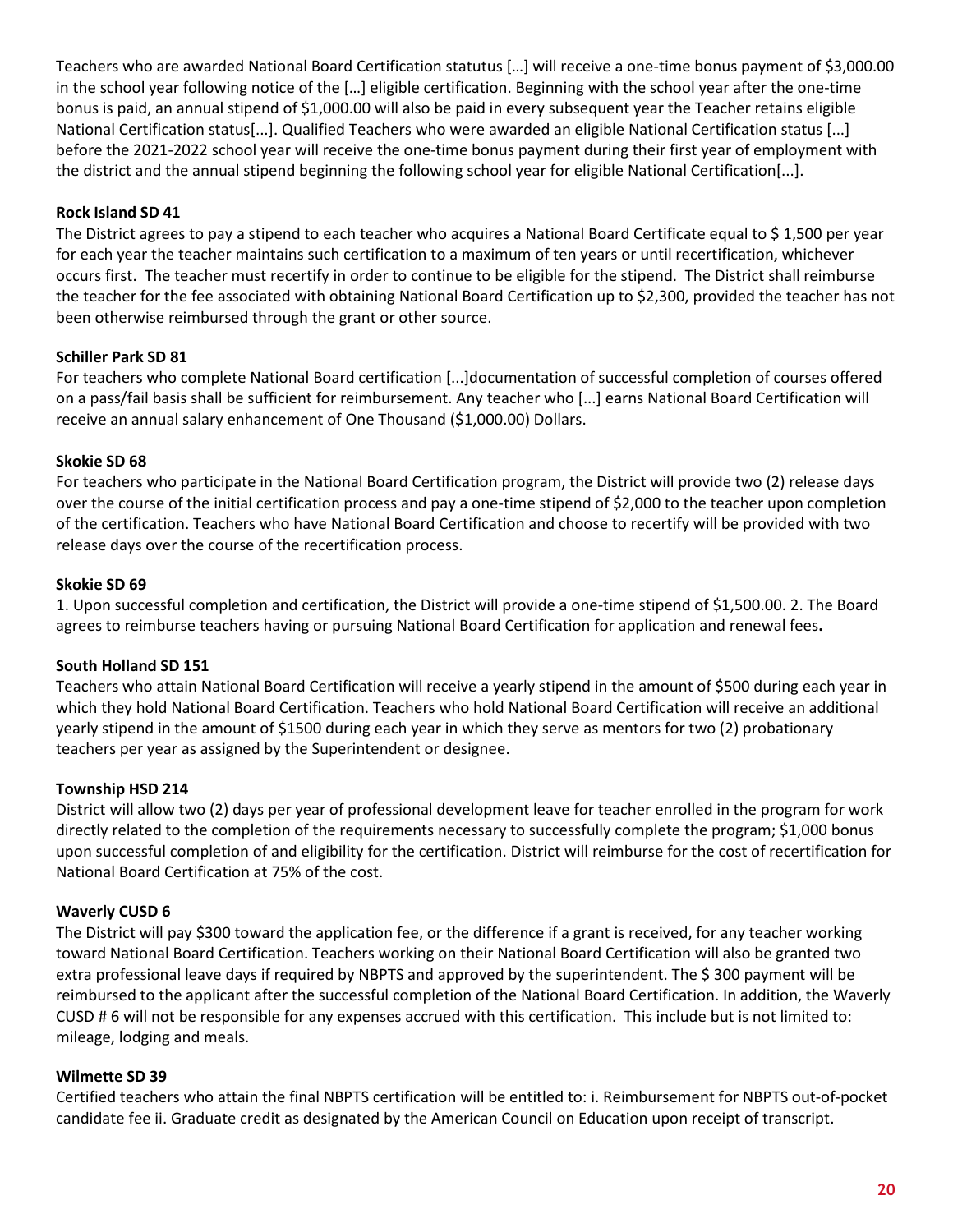Teachers who are awarded National Board Certification statutus […] will receive a one-time bonus payment of $3,000.00 in the school year following notice of the […] eligible certification. Beginning with the school year after the one-time bonus is paid, an annual stipend of $1,000.00 will also be paid in every subsequent year the Teacher retains eligible National Certification status[...]. Qualified Teachers who were awarded an eligible National Certification status [...] before the 2021-2022 school year will receive the one-time bonus payment during their first year of employment with the district and the annual stipend beginning the following school year for eligible National Certification[...].

**Rock Island SD 41**

The District agrees to pay a stipend to each teacher who acquires a National Board Certificate equal to $ 1,500 per year for each year the teacher maintains such certification to a maximum of ten years or until recertification, whichever occurs first. The teacher must recertify in order to continue to be eligible for the stipend. The District shall reimburse the teacher for the fee associated with obtaining National Board Certification up to $2,300, provided the teacher has not been otherwise reimbursed through the grant or other source.

**Schiller Park SD 81**

For teachers who complete National Board certification [...]documentation of successful completion of courses offered on a pass/fail basis shall be sufficient for reimbursement. Any teacher who [...] earns National Board Certification will receive an annual salary enhancement of One Thousand ($1,000.00) Dollars.

**Skokie SD 68**

For teachers who participate in the National Board Certification program, the District will provide two (2) release days over the course of the initial certification process and pay a one-time stipend of $2,000 to the teacher upon completion of the certification. Teachers who have National Board Certification and choose to recertify will be provided with two release days over the course of the recertification process.

**Skokie SD 69**

1. Upon successful completion and certification, the District will provide a one-time stipend of $1,500.00. 2. The Board agrees to reimburse teachers having or pursuing National Board Certification for application and renewal fees**.**

**South Holland SD 151**

Teachers who attain National Board Certification will receive a yearly stipend in the amount of $500 during each year in which they hold National Board Certification. Teachers who hold National Board Certification will receive an additional yearly stipend in the amount of $1500 during each year in which they serve as mentors for two (2) probationary teachers per year as assigned by the Superintendent or designee.

**Township HSD 214**

District will allow two (2) days per year of professional development leave for teacher enrolled in the program for work directly related to the completion of the requirements necessary to successfully complete the program; $1,000 bonus upon successful completion of and eligibility for the certification. District will reimburse for the cost of recertification for National Board Certification at 75% of the cost.

**Waverly CUSD 6**

The District will pay $300 toward the application fee, or the difference if a grant is received, for any teacher working toward National Board Certification. Teachers working on their National Board Certification will also be granted two extra professional leave days if required by NBPTS and approved by the superintendent. The $ 300 payment will be reimbursed to the applicant after the successful completion of the National Board Certification. In addition, the Waverly CUSD # 6 will not be responsible for any expenses accrued with this certification. This include but is not limited to: mileage, lodging and meals.

**Wilmette SD 39**

Certified teachers who attain the final NBPTS certification will be entitled to: i. Reimbursement for NBPTS out-of-pocket candidate fee ii. Graduate credit as designated by the American Council on Education upon receipt of transcript.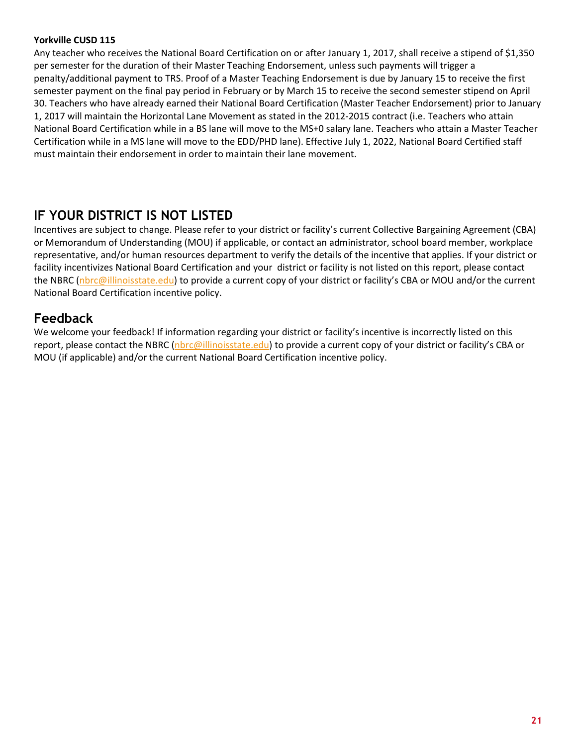**Yorkville CUSD 115**

Any teacher who receives the National Board Certification on or after January 1, 2017, shall receive a stipend of $1,350 per semester for the duration of their Master Teaching Endorsement, unless such payments will trigger a penalty/additional payment to TRS. Proof of a Master Teaching Endorsement is due by January 15 to receive the first semester payment on the final pay period in February or by March 15 to receive the second semester stipend on April 30. Teachers who have already earned their National Board Certification (Master Teacher Endorsement) prior to January 1, 2017 will maintain the Horizontal Lane Movement as stated in the 2012-2015 contract (i.e. Teachers who attain National Board Certification while in a BS lane will move to the MS+0 salary lane. Teachers who attain a Master Teacher Certification while in a MS lane will move to the EDD/PHD lane). Effective July 1, 2022, National Board Certified staff must maintain their endorsement in order to maintain their lane movement.

## IF YOUR DISTRICT IS NOT LISTED

Incentives are subject to change. Please refer to your district or facility's current Collective Bargaining Agreement (CBA) or Memorandum of Understanding (MOU) if applicable, or contact an administrator, school board member, workplace representative, and/or human resources department to verify the details of the incentive that applies. If your district or facility incentivizes National Board Certification and your district or facility is not listed on this report, please contact the NBRC (nbrc@illinoisstate.edu) to provide a current copy of your district or facility's CBA or MOU and/or the current National Board Certification incentive policy.

## Feedback

We welcome your feedback! If information regarding your district or facility's incentive is incorrectly listed on this report, please contact the NBRC (nbrc@illinoisstate.edu) to provide a current copy of your district or facility's CBA or MOU (if applicable) and/or the current National Board Certification incentive policy.